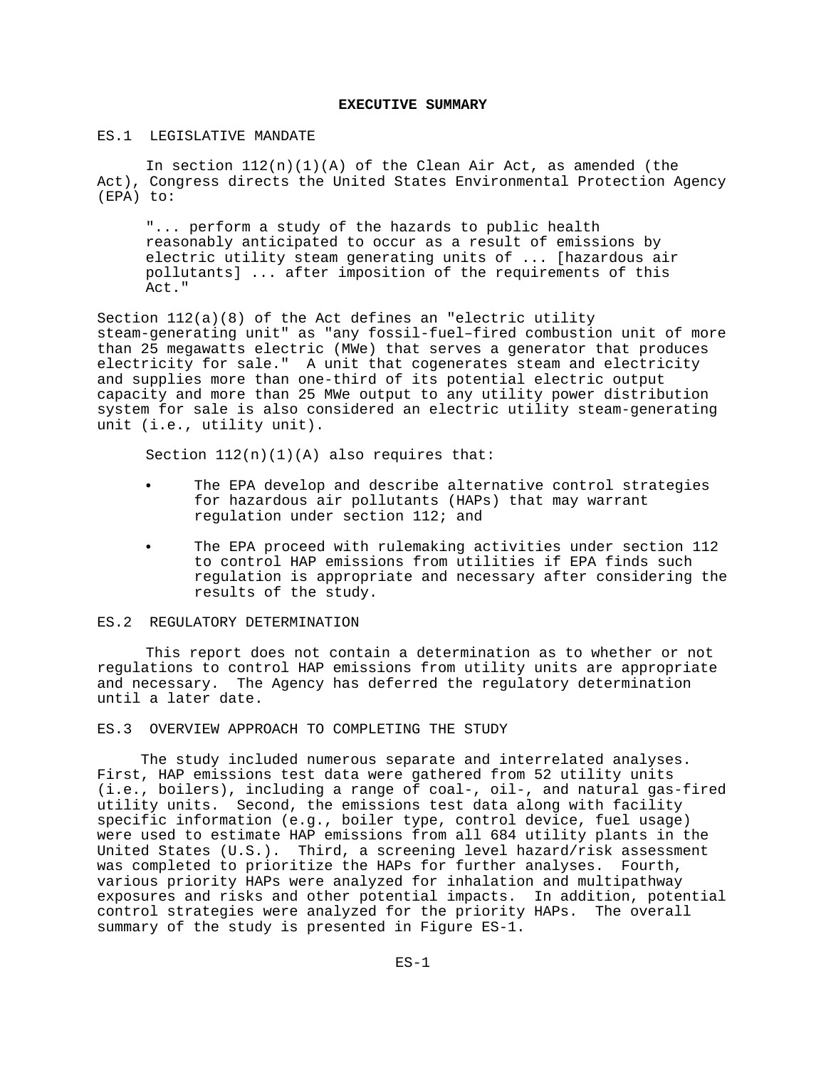# EXECUTIVE SUMMARY

## ES.1 LEGISLATIVE MANDATE

In section 112(n)(1)(A) of the Clean Air Act, as amended (the Act), Congress directs the United States Environmental Protection Agency (EPA) to:

> "... perform a study of the hazards to public health reasonably anticipated to occur as a result of emissions by electric utility steam generating units of ... [hazardous air pollutants] ... after imposition of the requirements of this Act."

Section 112(a)(8) of the Act defines an "electric utility steam-generating unit" as "any fossil-fuel–fired combustion unit of more than 25 megawatts electric (MWe) that serves a generator that produces electricity for sale." A unit that cogenerates steam and electricity and supplies more than one-third of its potential electric output capacity and more than 25 MWe output to any utility power distribution system for sale is also considered an electric utility steam-generating unit (i.e., utility unit).

Section 112(n)(1)(A) also requires that:

- The EPA develop and describe alternative control strategies for hazardous air pollutants (HAPs) that may warrant regulation under section 112; and
- The EPA proceed with rulemaking activities under section 112 to control HAP emissions from utilities if EPA finds such regulation is appropriate and necessary after considering the results of the study.

## ES.2 REGULATORY DETERMINATION

This report does not contain a determination as to whether or not regulations to control HAP emissions from utility units are appropriate and necessary. The Agency has deferred the regulatory determination until a later date.

## ES.3 OVERVIEW APPROACH TO COMPLETING THE STUDY

The study included numerous separate and interrelated analyses. First, HAP emissions test data were gathered from 52 utility units (i.e., boilers), including a range of coal-, oil-, and natural gas-fired utility units. Second, the emissions test data along with facility specific information (e.g., boiler type, control device, fuel usage) were used to estimate HAP emissions from all 684 utility plants in the United States (U.S.). Third, a screening level hazard/risk assessment was completed to prioritize the HAPs for further analyses. Fourth, various priority HAPs were analyzed for inhalation and multipathway exposures and risks and other potential impacts. In addition, potential control strategies were analyzed for the priority HAPs. The overall summary of the study is presented in Figure ES-1.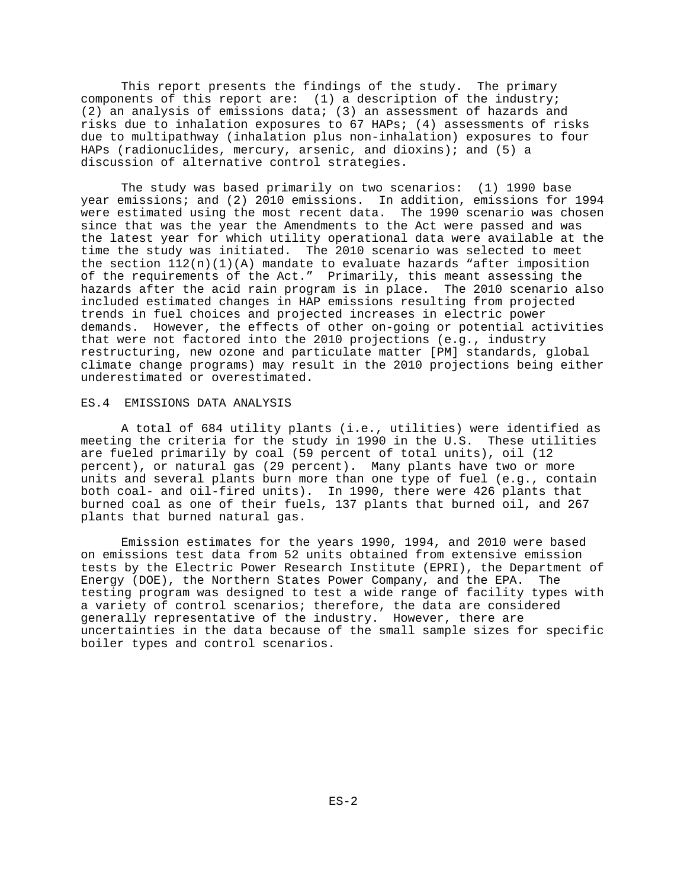This report presents the findings of the study. The primary components of this report are: (1) a description of the industry; (2) an analysis of emissions data; (3) an assessment of hazards and risks due to inhalation exposures to 67 HAPs; (4) assessments of risks due to multipathway (inhalation plus non-inhalation) exposures to four HAPs (radionuclides, mercury, arsenic, and dioxins); and (5) a discussion of alternative control strategies.

The study was based primarily on two scenarios: (1) 1990 base year emissions; and (2) 2010 emissions. In addition, emissions for 1994 were estimated using the most recent data. The 1990 scenario was chosen since that was the year the Amendments to the Act were passed and was the latest year for which utility operational data were available at the time the study was initiated. The 2010 scenario was selected to meet the section 112(n)(1)(A) mandate to evaluate hazards "after imposition of the requirements of the Act." Primarily, this meant assessing the hazards after the acid rain program is in place. The 2010 scenario also included estimated changes in HAP emissions resulting from projected trends in fuel choices and projected increases in electric power demands. However, the effects of other on-going or potential activities that were not factored into the 2010 projections (e.g., industry restructuring, new ozone and particulate matter [PM] standards, global climate change programs) may result in the 2010 projections being either underestimated or overestimated.

## ES.4 EMISSIONS DATA ANALYSIS

A total of 684 utility plants (i.e., utilities) were identified as meeting the criteria for the study in 1990 in the U.S. These utilities are fueled primarily by coal (59 percent of total units), oil (12 percent), or natural gas (29 percent). Many plants have two or more units and several plants burn more than one type of fuel (e.g., contain both coal- and oil-fired units). In 1990, there were 426 plants that burned coal as one of their fuels, 137 plants that burned oil, and 267 plants that burned natural gas.

Emission estimates for the years 1990, 1994, and 2010 were based on emissions test data from 52 units obtained from extensive emission tests by the Electric Power Research Institute (EPRI), the Department of Energy (DOE), the Northern States Power Company, and the EPA. The testing program was designed to test a wide range of facility types with a variety of control scenarios; therefore, the data are considered generally representative of the industry. However, there are uncertainties in the data because of the small sample sizes for specific boiler types and control scenarios.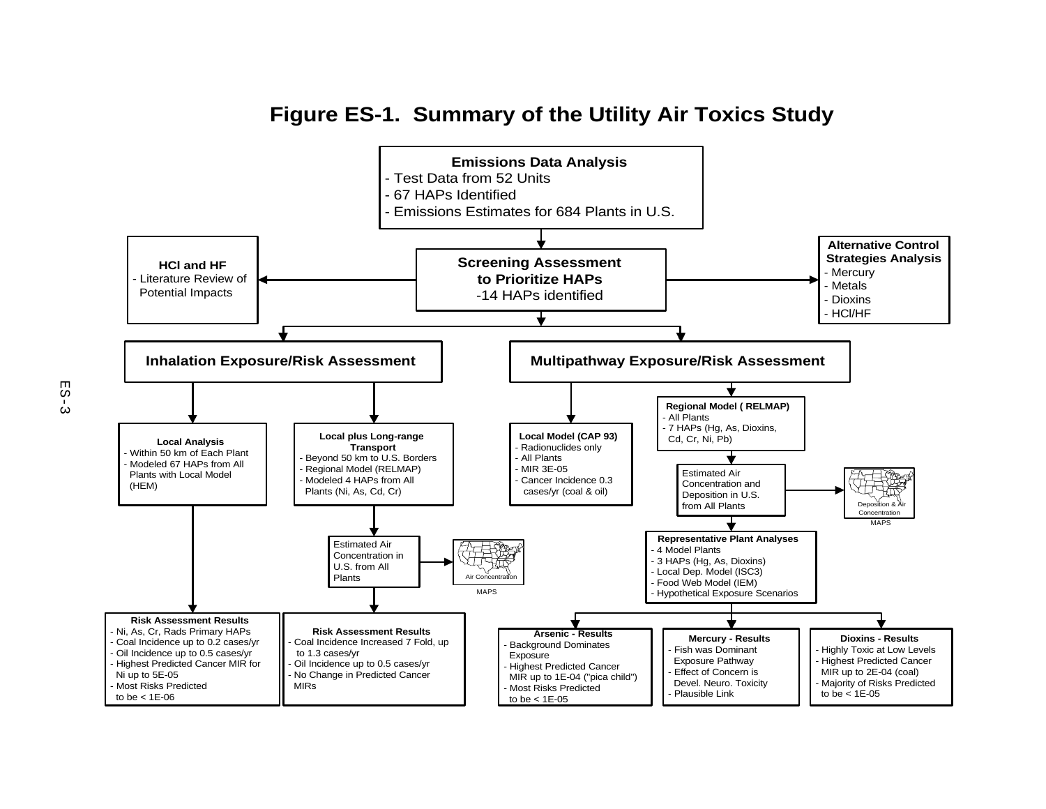# Figure ES-1. Summary of the Utility Air Toxics Study

**Emissions Data Analysis**
- Test Data from 52 Units
- 67 HAPs Identified
- Emissions Estimates for 684 Plants in U.S.

**Screening Assessment to Prioritize HAPs**
-14 HAPs identified

**HCl and HF**
- Literature Review of Potential Impacts

**Alternative Control Strategies Analysis**
- Mercury
- Metals
- Dioxins
- HCl/HF

## Inhalation Exposure/Risk Assessment

**Local Analysis**
- Within 50 km of Each Plant
- Modeled 67 HAPs from All Plants with Local Model (HEM)

**Risk Assessment Results**
- Ni, As, Cr, Rads Primary HAPs
- Coal Incidence up to 0.2 cases/yr
- Oil Incidence up to 0.5 cases/yr
- Highest Predicted Cancer MIR for Ni up to 5E-05
- Most Risks Predicted to be < 1E-06

**Local plus Long-range Transport**
- Beyond 50 km to U.S. Borders
- Regional Model (RELMAP)
- Modeled 4 HAPs from All Plants (Ni, As, Cd, Cr)

Estimated Air Concentration in U.S. from All Plants → Air Concentration MAPS

**Risk Assessment Results**
- Coal Incidence Increased 7 Fold, up to 1.3 cases/yr
- Oil Incidence up to 0.5 cases/yr
- No Change in Predicted Cancer MIRs

## Multipathway Exposure/Risk Assessment

**Local Model (CAP 93)**
- Radionuclides only
- All Plants
- MIR 3E-05
- Cancer Incidence 0.3 cases/yr (coal & oil)

**Regional Model ( RELMAP)**
- All Plants
- 7 HAPs (Hg, As, Dioxins, Cd, Cr, Ni, Pb)

Estimated Air Concentration and Deposition in U.S. from All Plants → Deposition & Air Concentration MAPS

**Representative Plant Analyses**
- 4 Model Plants
- 3 HAPs (Hg, As, Dioxins)
- Local Dep. Model (ISC3)
- Food Web Model (IEM)
- Hypothetical Exposure Scenarios

**Arsenic - Results**
- Background Dominates Exposure
- Highest Predicted Cancer MIR up to 1E-04 ("pica child")
- Most Risks Predicted to be < 1E-05

**Mercury - Results**
- Fish was Dominant Exposure Pathway
- Effect of Concern is Devel. Neuro. Toxicity
- Plausible Link

**Dioxins - Results**
- Highly Toxic at Low Levels
- Highest Predicted Cancer MIR up to 2E-04 (coal)
- Majority of Risks Predicted to be < 1E-05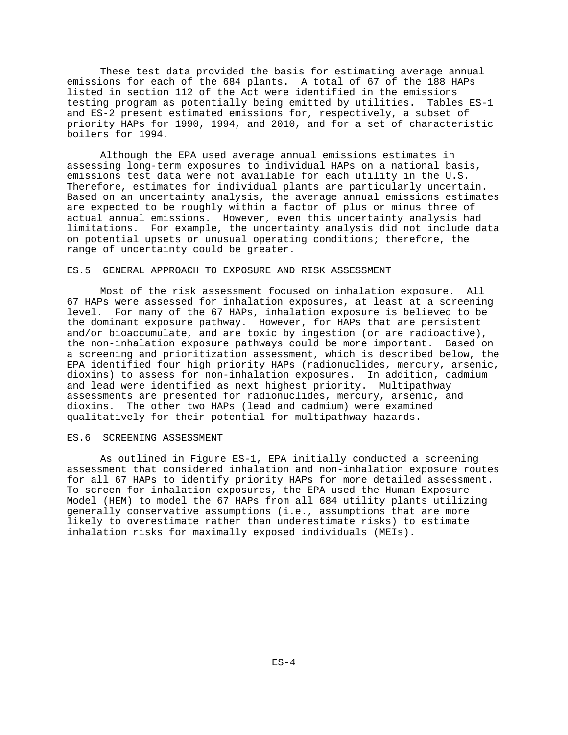These test data provided the basis for estimating average annual emissions for each of the 684 plants. A total of 67 of the 188 HAPs listed in section 112 of the Act were identified in the emissions testing program as potentially being emitted by utilities. Tables ES-1 and ES-2 present estimated emissions for, respectively, a subset of priority HAPs for 1990, 1994, and 2010, and for a set of characteristic boilers for 1994.

Although the EPA used average annual emissions estimates in assessing long-term exposures to individual HAPs on a national basis, emissions test data were not available for each utility in the U.S. Therefore, estimates for individual plants are particularly uncertain. Based on an uncertainty analysis, the average annual emissions estimates are expected to be roughly within a factor of plus or minus three of actual annual emissions. However, even this uncertainty analysis had limitations. For example, the uncertainty analysis did not include data on potential upsets or unusual operating conditions; therefore, the range of uncertainty could be greater.

## ES.5 GENERAL APPROACH TO EXPOSURE AND RISK ASSESSMENT

Most of the risk assessment focused on inhalation exposure. All 67 HAPs were assessed for inhalation exposures, at least at a screening level. For many of the 67 HAPs, inhalation exposure is believed to be the dominant exposure pathway. However, for HAPs that are persistent and/or bioaccumulate, and are toxic by ingestion (or are radioactive), the non-inhalation exposure pathways could be more important. Based on a screening and prioritization assessment, which is described below, the EPA identified four high priority HAPs (radionuclides, mercury, arsenic, dioxins) to assess for non-inhalation exposures. In addition, cadmium and lead were identified as next highest priority. Multipathway assessments are presented for radionuclides, mercury, arsenic, and dioxins. The other two HAPs (lead and cadmium) were examined qualitatively for their potential for multipathway hazards.

## ES.6 SCREENING ASSESSMENT

As outlined in Figure ES-1, EPA initially conducted a screening assessment that considered inhalation and non-inhalation exposure routes for all 67 HAPs to identify priority HAPs for more detailed assessment. To screen for inhalation exposures, the EPA used the Human Exposure Model (HEM) to model the 67 HAPs from all 684 utility plants utilizing generally conservative assumptions (i.e., assumptions that are more likely to overestimate rather than underestimate risks) to estimate inhalation risks for maximally exposed individuals (MEIs).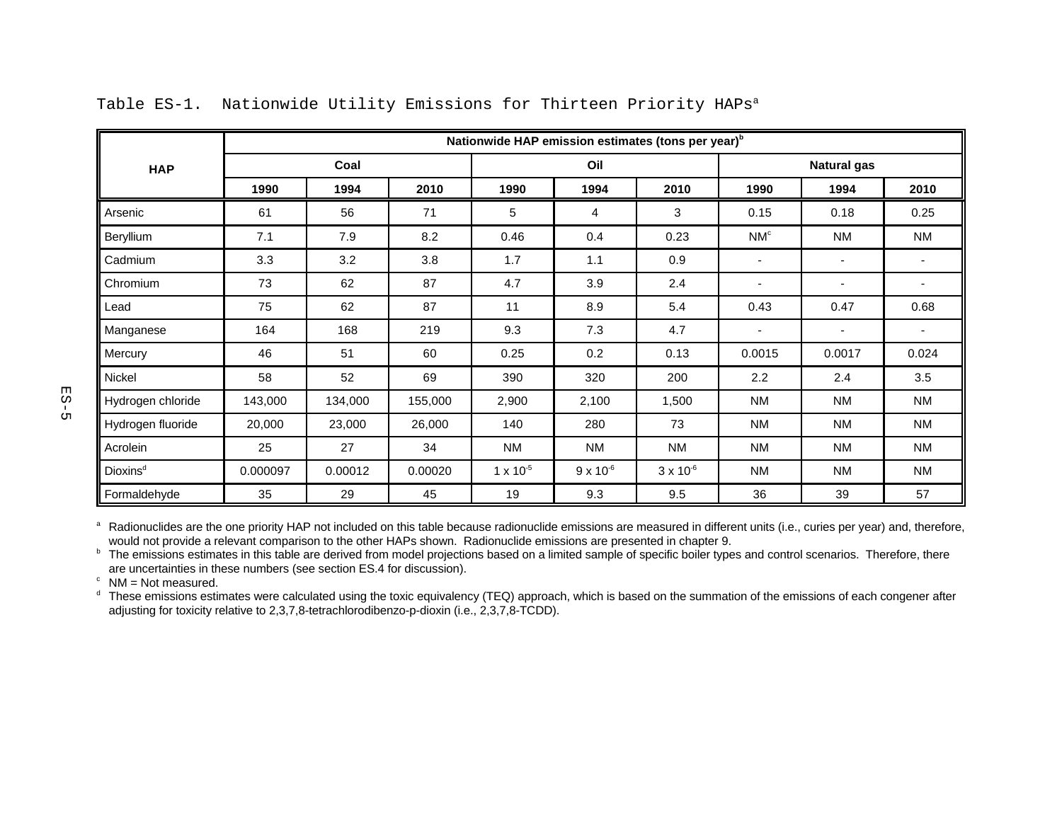Table ES-1. Nationwide Utility Emissions for Thirteen Priority HAPs[a]

| HAP | Nationwide HAP emission estimates (tons per year)[b] | | | | | | | | |
|---|---|---|---|---|---|---|---|---|---|
| | Coal | | | Oil | | | Natural gas | | |
| | 1990 | 1994 | 2010 | 1990 | 1994 | 2010 | 1990 | 1994 | 2010 |
| Arsenic | 61 | 56 | 71 | 5 | 4 | 3 | 0.15 | 0.18 | 0.25 |
| Beryllium | 7.1 | 7.9 | 8.2 | 0.46 | 0.4 | 0.23 | NM[c] | NM | NM |
| Cadmium | 3.3 | 3.2 | 3.8 | 1.7 | 1.1 | 0.9 | - | - | - |
| Chromium | 73 | 62 | 87 | 4.7 | 3.9 | 2.4 | - | - | - |
| Lead | 75 | 62 | 87 | 11 | 8.9 | 5.4 | 0.43 | 0.47 | 0.68 |
| Manganese | 164 | 168 | 219 | 9.3 | 7.3 | 4.7 | - | - | - |
| Mercury | 46 | 51 | 60 | 0.25 | 0.2 | 0.13 | 0.0015 | 0.0017 | 0.024 |
| Nickel | 58 | 52 | 69 | 390 | 320 | 200 | 2.2 | 2.4 | 3.5 |
| Hydrogen chloride | 143,000 | 134,000 | 155,000 | 2,900 | 2,100 | 1,500 | NM | NM | NM |
| Hydrogen fluoride | 20,000 | 23,000 | 26,000 | 140 | 280 | 73 | NM | NM | NM |
| Acrolein | 25 | 27 | 34 | NM | NM | NM | NM | NM | NM |
| Dioxins[d] | 0.000097 | 0.00012 | 0.00020 | $1 \times 10^{-5}$ | $9 \times 10^{-6}$ | $3 \times 10^{-6}$ | NM | NM | NM |
| Formaldehyde | 35 | 29 | 45 | 19 | 9.3 | 9.5 | 36 | 39 | 57 |

[a] Radionuclides are the one priority HAP not included on this table because radionuclide emissions are measured in different units (i.e., curies per year) and, therefore, would not provide a relevant comparison to the other HAPs shown. Radionuclide emissions are presented in chapter 9.

[b] The emissions estimates in this table are derived from model projections based on a limited sample of specific boiler types and control scenarios. Therefore, there are uncertainties in these numbers (see section ES.4 for discussion).

[c] NM = Not measured.

[d] These emissions estimates were calculated using the toxic equivalency (TEQ) approach, which is based on the summation of the emissions of each congener after adjusting for toxicity relative to 2,3,7,8-tetrachlorodibenzo-p-dioxin (i.e., 2,3,7,8-TCDD).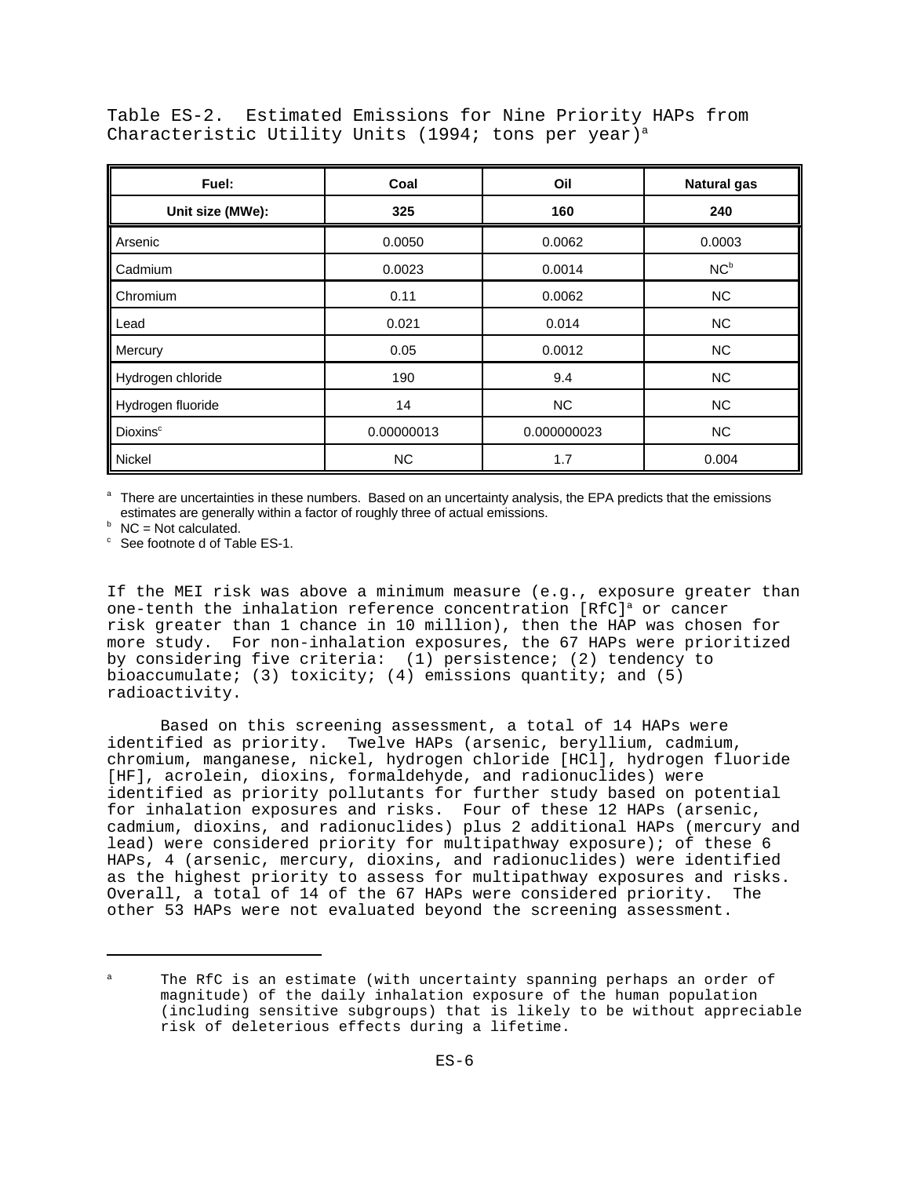Table ES-2. Estimated Emissions for Nine Priority HAPs from Characteristic Utility Units (1994; tons per year)[a]

| Fuel: | Coal | Oil | Natural gas |
|---|---|---|---|
| Unit size (MWe): | 325 | 160 | 240 |
| Arsenic | 0.0050 | 0.0062 | 0.0003 |
| Cadmium | 0.0023 | 0.0014 | NC[b] |
| Chromium | 0.11 | 0.0062 | NC |
| Lead | 0.021 | 0.014 | NC |
| Mercury | 0.05 | 0.0012 | NC |
| Hydrogen chloride | 190 | 9.4 | NC |
| Hydrogen fluoride | 14 | NC | NC |
| Dioxins[c] | 0.00000013 | 0.000000023 | NC |
| Nickel | NC | 1.7 | 0.004 |

[a] There are uncertainties in these numbers. Based on an uncertainty analysis, the EPA predicts that the emissions estimates are generally within a factor of roughly three of actual emissions.
[b] NC = Not calculated.
[c] See footnote d of Table ES-1.

If the MEI risk was above a minimum measure (e.g., exposure greater than one-tenth the inhalation reference concentration [RfC][a] or cancer risk greater than 1 chance in 10 million), then the HAP was chosen for more study. For non-inhalation exposures, the 67 HAPs were prioritized by considering five criteria: (1) persistence; (2) tendency to bioaccumulate; (3) toxicity; (4) emissions quantity; and (5) radioactivity.

Based on this screening assessment, a total of 14 HAPs were identified as priority. Twelve HAPs (arsenic, beryllium, cadmium, chromium, manganese, nickel, hydrogen chloride [HCl], hydrogen fluoride [HF], acrolein, dioxins, formaldehyde, and radionuclides) were identified as priority pollutants for further study based on potential for inhalation exposures and risks. Four of these 12 HAPs (arsenic, cadmium, dioxins, and radionuclides) plus 2 additional HAPs (mercury and lead) were considered priority for multipathway exposure); of these 6 HAPs, 4 (arsenic, mercury, dioxins, and radionuclides) were identified as the highest priority to assess for multipathway exposures and risks. Overall, a total of 14 of the 67 HAPs were considered priority. The other 53 HAPs were not evaluated beyond the screening assessment.

---

[a] The RfC is an estimate (with uncertainty spanning perhaps an order of magnitude) of the daily inhalation exposure of the human population (including sensitive subgroups) that is likely to be without appreciable risk of deleterious effects during a lifetime.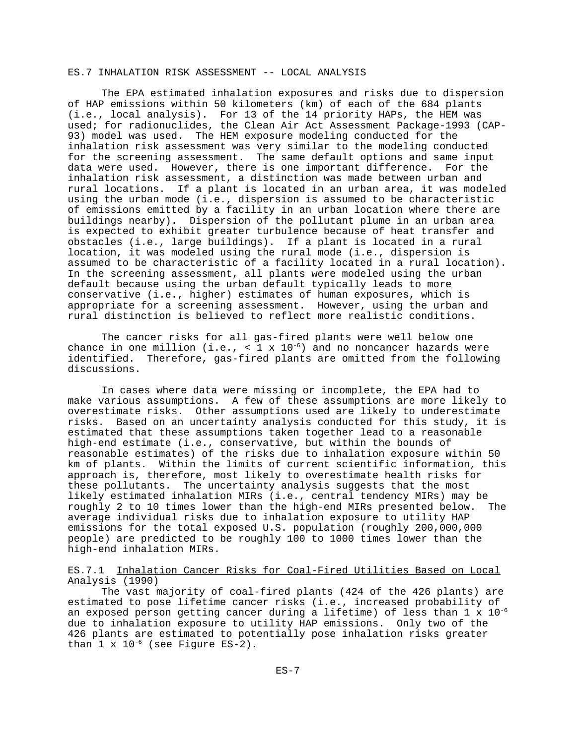## ES.7 INHALATION RISK ASSESSMENT -- LOCAL ANALYSIS

The EPA estimated inhalation exposures and risks due to dispersion of HAP emissions within 50 kilometers (km) of each of the 684 plants (i.e., local analysis). For 13 of the 14 priority HAPs, the HEM was used; for radionuclides, the Clean Air Act Assessment Package-1993 (CAP-93) model was used. The HEM exposure modeling conducted for the inhalation risk assessment was very similar to the modeling conducted for the screening assessment. The same default options and same input data were used. However, there is one important difference. For the inhalation risk assessment, a distinction was made between urban and rural locations. If a plant is located in an urban area, it was modeled using the urban mode (i.e., dispersion is assumed to be characteristic of emissions emitted by a facility in an urban location where there are buildings nearby). Dispersion of the pollutant plume in an urban area is expected to exhibit greater turbulence because of heat transfer and obstacles (i.e., large buildings). If a plant is located in a rural location, it was modeled using the rural mode (i.e., dispersion is assumed to be characteristic of a facility located in a rural location). In the screening assessment, all plants were modeled using the urban default because using the urban default typically leads to more conservative (i.e., higher) estimates of human exposures, which is appropriate for a screening assessment. However, using the urban and rural distinction is believed to reflect more realistic conditions.

The cancer risks for all gas-fired plants were well below one chance in one million (i.e., $< 1 \times 10^{-6}$) and no noncancer hazards were identified. Therefore, gas-fired plants are omitted from the following discussions.

In cases where data were missing or incomplete, the EPA had to make various assumptions. A few of these assumptions are more likely to overestimate risks. Other assumptions used are likely to underestimate risks. Based on an uncertainty analysis conducted for this study, it is estimated that these assumptions taken together lead to a reasonable high-end estimate (i.e., conservative, but within the bounds of reasonable estimates) of the risks due to inhalation exposure within 50 km of plants. Within the limits of current scientific information, this approach is, therefore, most likely to overestimate health risks for these pollutants. The uncertainty analysis suggests that the most likely estimated inhalation MIRs (i.e., central tendency MIRs) may be roughly 2 to 10 times lower than the high-end MIRs presented below. The average individual risks due to inhalation exposure to utility HAP emissions for the total exposed U.S. population (roughly 200,000,000 people) are predicted to be roughly 100 to 1000 times lower than the high-end inhalation MIRs.

### ES.7.1 Inhalation Cancer Risks for Coal-Fired Utilities Based on Local Analysis (1990)

The vast majority of coal-fired plants (424 of the 426 plants) are estimated to pose lifetime cancer risks (i.e., increased probability of an exposed person getting cancer during a lifetime) of less than $1 \times 10^{-6}$ due to inhalation exposure to utility HAP emissions. Only two of the 426 plants are estimated to potentially pose inhalation risks greater than $1 \times 10^{-6}$ (see Figure ES-2).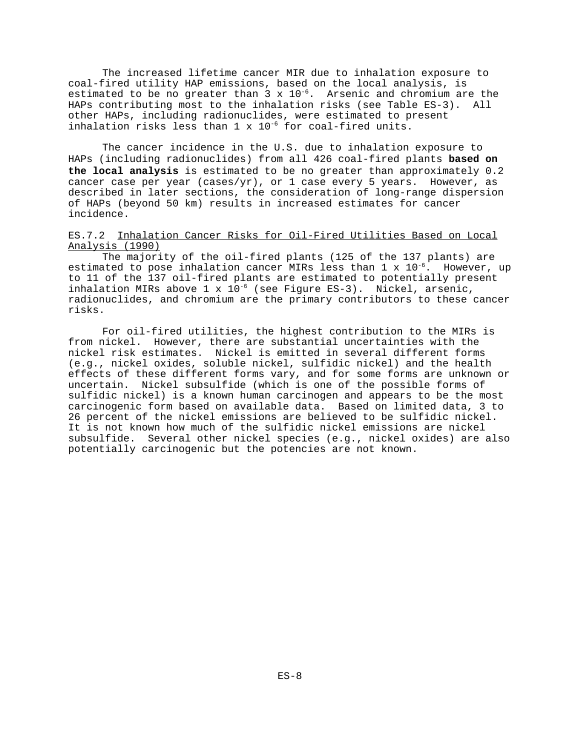The increased lifetime cancer MIR due to inhalation exposure to coal-fired utility HAP emissions, based on the local analysis, is estimated to be no greater than 3 x $10^{-6}$. Arsenic and chromium are the HAPs contributing most to the inhalation risks (see Table ES-3). All other HAPs, including radionuclides, were estimated to present inhalation risks less than 1 x $10^{-6}$ for coal-fired units.

The cancer incidence in the U.S. due to inhalation exposure to HAPs (including radionuclides) from all 426 coal-fired plants **based on the local analysis** is estimated to be no greater than approximately 0.2 cancer case per year (cases/yr), or 1 case every 5 years. However, as described in later sections, the consideration of long-range dispersion of HAPs (beyond 50 km) results in increased estimates for cancer incidence.

### ES.7.2 Inhalation Cancer Risks for Oil-Fired Utilities Based on Local Analysis (1990)

The majority of the oil-fired plants (125 of the 137 plants) are estimated to pose inhalation cancer MIRs less than 1 x $10^{-6}$. However, up to 11 of the 137 oil-fired plants are estimated to potentially present inhalation MIRs above 1 x $10^{-6}$ (see Figure ES-3). Nickel, arsenic, radionuclides, and chromium are the primary contributors to these cancer risks.

For oil-fired utilities, the highest contribution to the MIRs is from nickel. However, there are substantial uncertainties with the nickel risk estimates. Nickel is emitted in several different forms (e.g., nickel oxides, soluble nickel, sulfidic nickel) and the health effects of these different forms vary, and for some forms are unknown or uncertain. Nickel subsulfide (which is one of the possible forms of sulfidic nickel) is a known human carcinogen and appears to be the most carcinogenic form based on available data. Based on limited data, 3 to 26 percent of the nickel emissions are believed to be sulfidic nickel. It is not known how much of the sulfidic nickel emissions are nickel subsulfide. Several other nickel species (e.g., nickel oxides) are also potentially carcinogenic but the potencies are not known.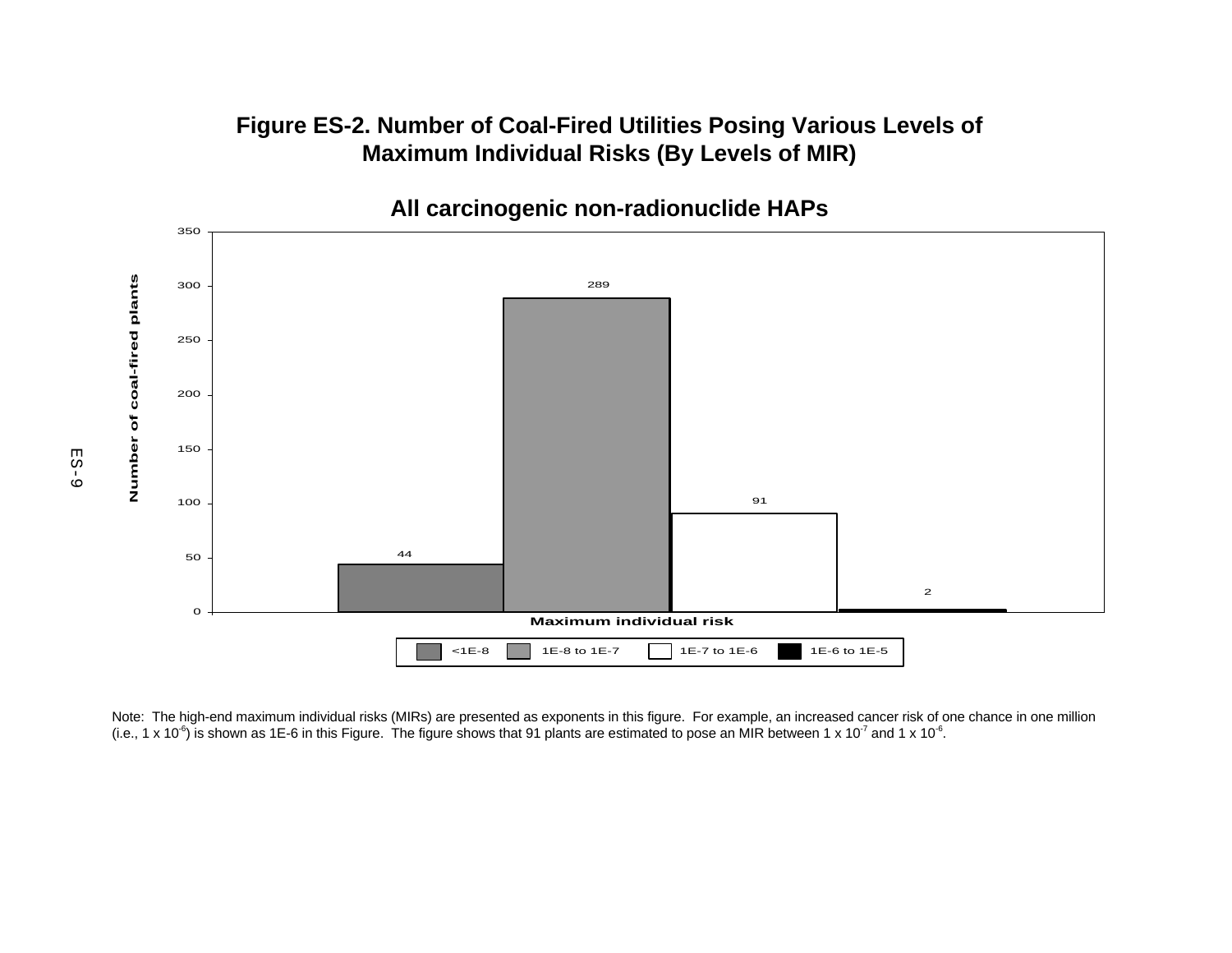**Figure ES-2. Number of Coal-Fired Utilities Posing Various Levels of Maximum Individual Risks (By Levels of MIR)**

**All carcinogenic non-radionuclide HAPs**

| Maximum individual risk | Number of coal-fired plants |
| --- | --- |
| <1E-8 | 44 |
| 1E-8 to 1E-7 | 289 |
| 1E-7 to 1E-6 | 91 |
| 1E-6 to 1E-5 | 2 |

Note: The high-end maximum individual risks (MIRs) are presented as exponents in this figure. For example, an increased cancer risk of one chance in one million (i.e., $1 \times 10^{-6}$) is shown as 1E-6 in this Figure. The figure shows that 91 plants are estimated to pose an MIR between $1 \times 10^{-7}$ and $1 \times 10^{-6}$.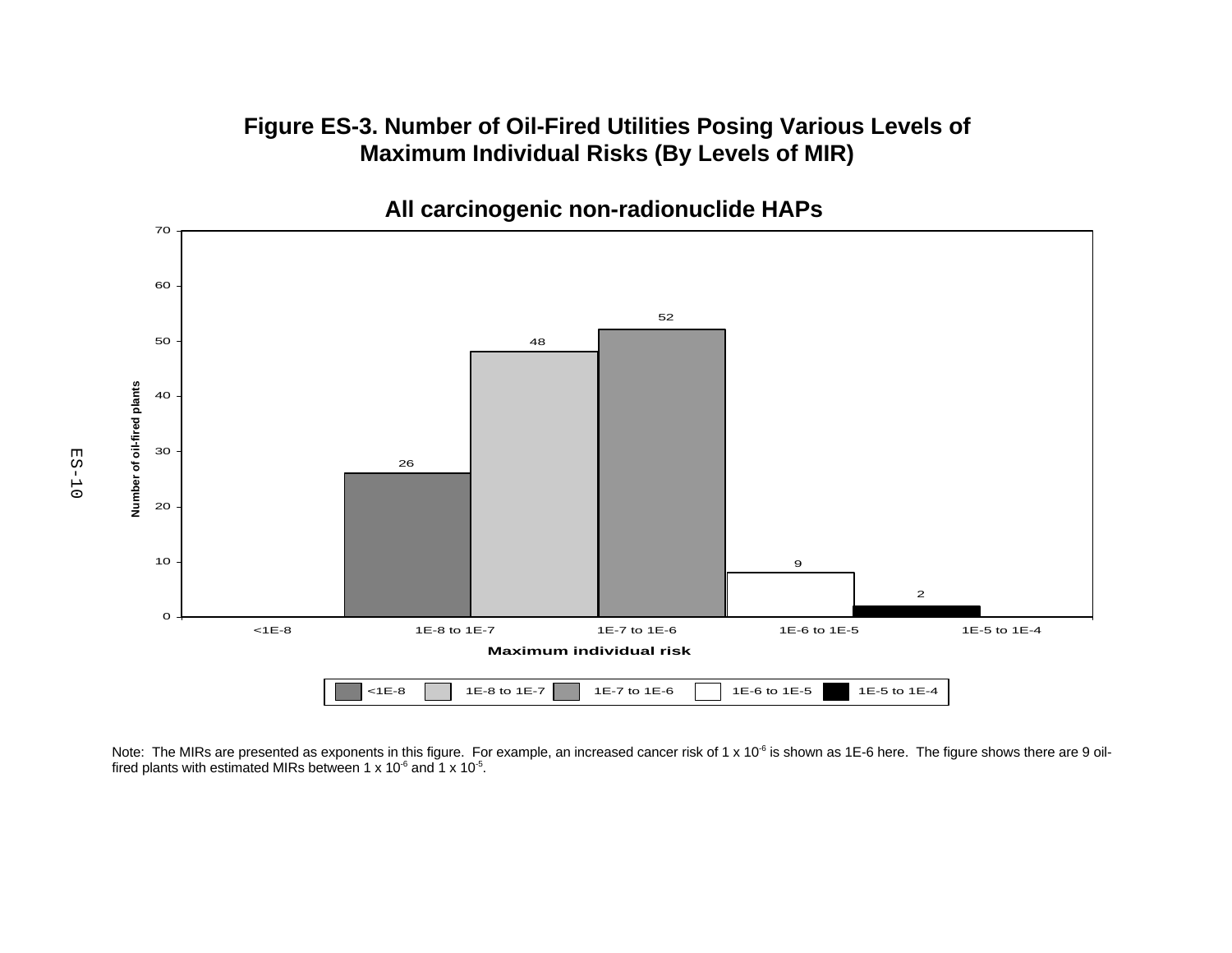**Figure ES-3. Number of Oil-Fired Utilities Posing Various Levels of Maximum Individual Risks (By Levels of MIR)**

**All carcinogenic non-radionuclide HAPs**

| Maximum individual risk | Number of oil-fired plants |
|---|---|
| <1E-8 | 0 |
| 1E-8 to 1E-7 | 26 |
| 1E-7 to 1E-6 | 48 |
| 1E-6 to 1E-5 | 52 |
| 1E-5 to 1E-4 | 9 |
| (unlabeled sixth bar) | 2 |

Note: The chart shows six bars but only five x-axis category labels and five legend entries; the labels and values above are paired in the order they appear, which conflicts with the note below.

Note: The MIRs are presented as exponents in this figure. For example, an increased cancer risk of $1 \times 10^{-6}$ is shown as 1E-6 here. The figure shows there are 9 oil-fired plants with estimated MIRs between $1 \times 10^{-6}$ and $1 \times 10^{-5}$.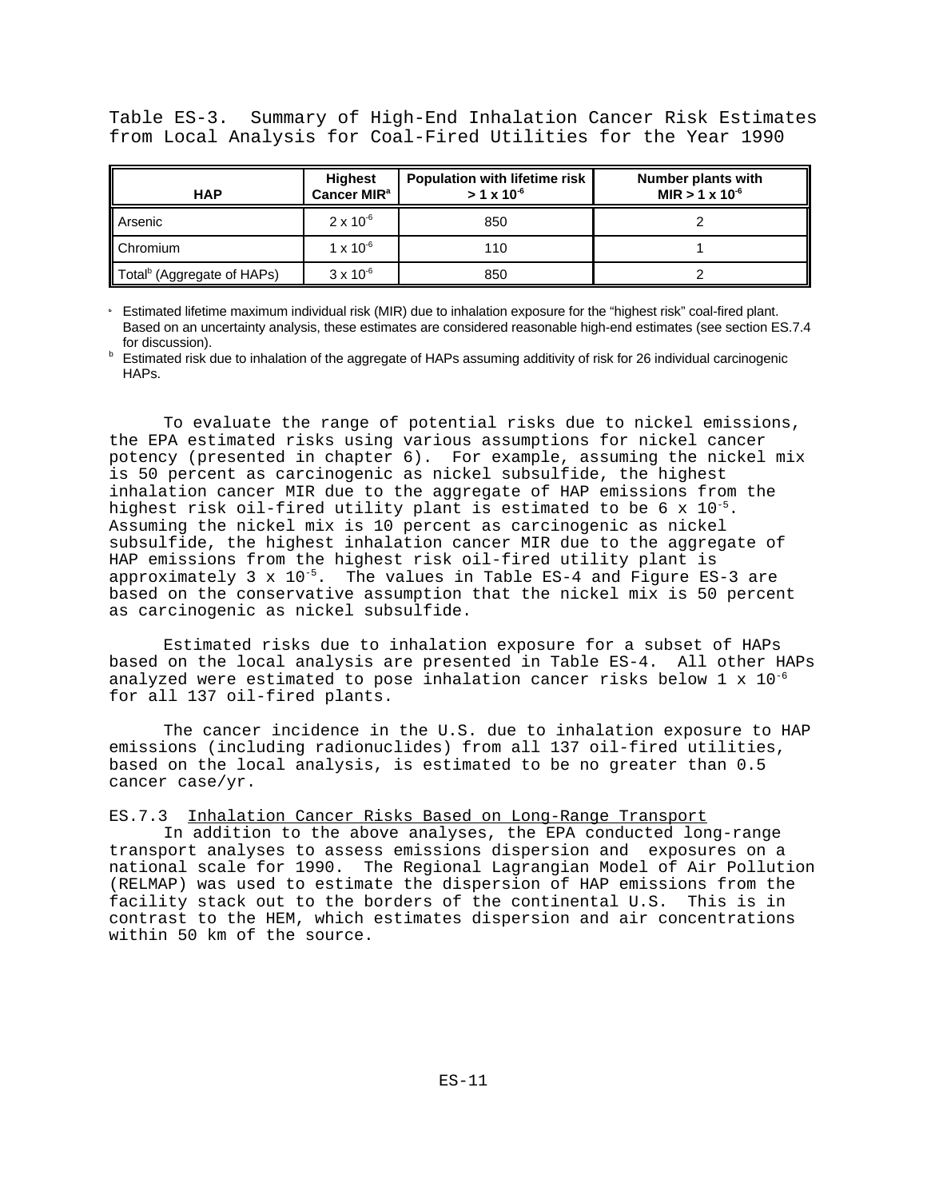Table ES-3. Summary of High-End Inhalation Cancer Risk Estimates from Local Analysis for Coal-Fired Utilities for the Year 1990

| HAP | Highest Cancer MIR[a] | Population with lifetime risk $> 1 \times 10^{-6}$ | Number plants with MIR $> 1 \times 10^{-6}$ |
|---|---|---|---|
| Arsenic | $2 \times 10^{-6}$ | 850 | 2 |
| Chromium | $1 \times 10^{-6}$ | 110 | 1 |
| Total[b] (Aggregate of HAPs) | $3 \times 10^{-6}$ | 850 | 2 |

[a] Estimated lifetime maximum individual risk (MIR) due to inhalation exposure for the "highest risk" coal-fired plant. Based on an uncertainty analysis, these estimates are considered reasonable high-end estimates (see section ES.7.4 for discussion).

[b] Estimated risk due to inhalation of the aggregate of HAPs assuming additivity of risk for 26 individual carcinogenic HAPs.

To evaluate the range of potential risks due to nickel emissions, the EPA estimated risks using various assumptions for nickel cancer potency (presented in chapter 6). For example, assuming the nickel mix is 50 percent as carcinogenic as nickel subsulfide, the highest inhalation cancer MIR due to the aggregate of HAP emissions from the highest risk oil-fired utility plant is estimated to be $6 \times 10^{-5}$. Assuming the nickel mix is 10 percent as carcinogenic as nickel subsulfide, the highest inhalation cancer MIR due to the aggregate of HAP emissions from the highest risk oil-fired utility plant is approximately $3 \times 10^{-5}$. The values in Table ES-4 and Figure ES-3 are based on the conservative assumption that the nickel mix is 50 percent as carcinogenic as nickel subsulfide.

Estimated risks due to inhalation exposure for a subset of HAPs based on the local analysis are presented in Table ES-4. All other HAPs analyzed were estimated to pose inhalation cancer risks below $1 \times 10^{-6}$ for all 137 oil-fired plants.

The cancer incidence in the U.S. due to inhalation exposure to HAP emissions (including radionuclides) from all 137 oil-fired utilities, based on the local analysis, is estimated to be no greater than 0.5 cancer case/yr.

### ES.7.3 Inhalation Cancer Risks Based on Long-Range Transport

In addition to the above analyses, the EPA conducted long-range transport analyses to assess emissions dispersion and exposures on a national scale for 1990. The Regional Lagrangian Model of Air Pollution (RELMAP) was used to estimate the dispersion of HAP emissions from the facility stack out to the borders of the continental U.S. This is in contrast to the HEM, which estimates dispersion and air concentrations within 50 km of the source.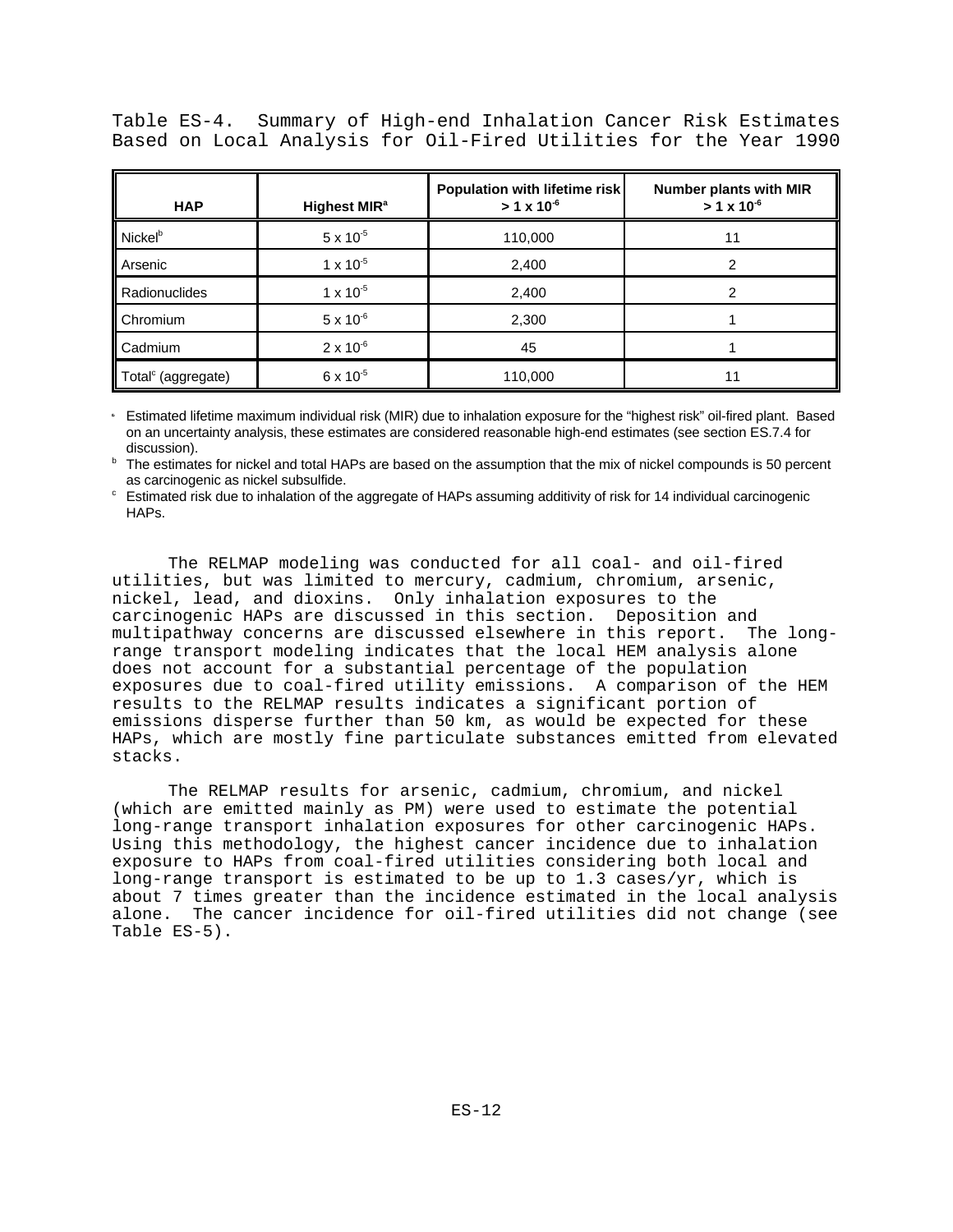Table ES-4. Summary of High-end Inhalation Cancer Risk Estimates Based on Local Analysis for Oil-Fired Utilities for the Year 1990

| HAP | Highest MIR[a] | Population with lifetime risk $> 1 \times 10^{-6}$ | Number plants with MIR $> 1 \times 10^{-6}$ |
|---|---|---|---|
| Nickel[b] | $5 \times 10^{-5}$ | 110,000 | 11 |
| Arsenic | $1 \times 10^{-5}$ | 2,400 | 2 |
| Radionuclides | $1 \times 10^{-5}$ | 2,400 | 2 |
| Chromium | $5 \times 10^{-6}$ | 2,300 | 1 |
| Cadmium | $2 \times 10^{-6}$ | 45 | 1 |
| Total[c] (aggregate) | $6 \times 10^{-5}$ | 110,000 | 11 |

[a] Estimated lifetime maximum individual risk (MIR) due to inhalation exposure for the "highest risk" oil-fired plant. Based on an uncertainty analysis, these estimates are considered reasonable high-end estimates (see section ES.7.4 for discussion).

[b] The estimates for nickel and total HAPs are based on the assumption that the mix of nickel compounds is 50 percent as carcinogenic as nickel subsulfide.

[c] Estimated risk due to inhalation of the aggregate of HAPs assuming additivity of risk for 14 individual carcinogenic HAPs.

The RELMAP modeling was conducted for all coal- and oil-fired utilities, but was limited to mercury, cadmium, chromium, arsenic, nickel, lead, and dioxins. Only inhalation exposures to the carcinogenic HAPs are discussed in this section. Deposition and multipathway concerns are discussed elsewhere in this report. The long-range transport modeling indicates that the local HEM analysis alone does not account for a substantial percentage of the population exposures due to coal-fired utility emissions. A comparison of the HEM results to the RELMAP results indicates a significant portion of emissions disperse further than 50 km, as would be expected for these HAPs, which are mostly fine particulate substances emitted from elevated stacks.

The RELMAP results for arsenic, cadmium, chromium, and nickel (which are emitted mainly as PM) were used to estimate the potential long-range transport inhalation exposures for other carcinogenic HAPs. Using this methodology, the highest cancer incidence due to inhalation exposure to HAPs from coal-fired utilities considering both local and long-range transport is estimated to be up to 1.3 cases/yr, which is about 7 times greater than the incidence estimated in the local analysis alone. The cancer incidence for oil-fired utilities did not change (see Table ES-5).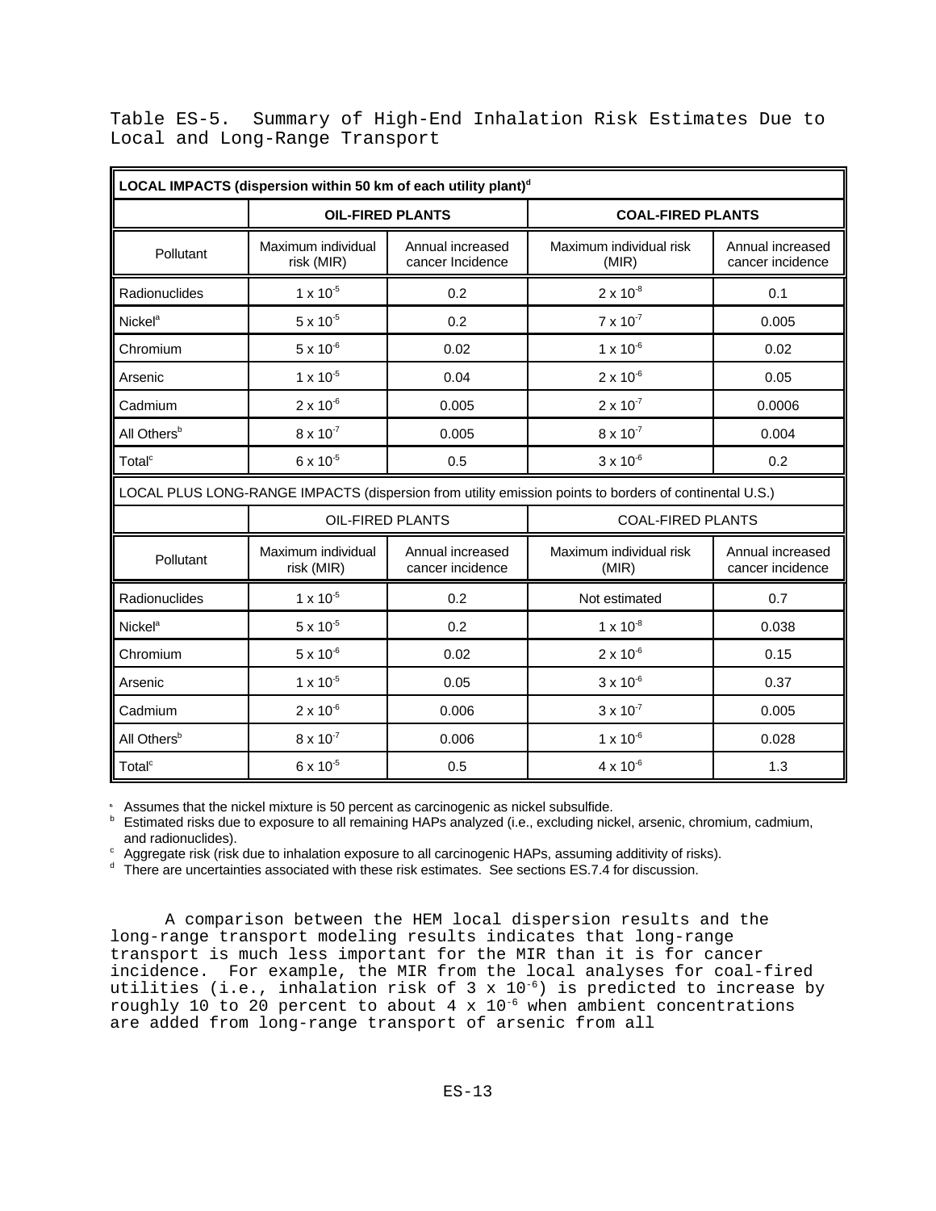Table ES-5. Summary of High-End Inhalation Risk Estimates Due to Local and Long-Range Transport

| **LOCAL IMPACTS (dispersion within 50 km of each utility plant)[d]** | | | | |
|---|---|---|---|---|
| | **OIL-FIRED PLANTS** | | **COAL-FIRED PLANTS** | |
| Pollutant | Maximum individual risk (MIR) | Annual increased cancer Incidence | Maximum individual risk (MIR) | Annual increased cancer incidence |
| Radionuclides | $1 \times 10^{-5}$ | 0.2 | $2 \times 10^{-8}$ | 0.1 |
| Nickel[a] | $5 \times 10^{-5}$ | 0.2 | $7 \times 10^{-7}$ | 0.005 |
| Chromium | $5 \times 10^{-6}$ | 0.02 | $1 \times 10^{-6}$ | 0.02 |
| Arsenic | $1 \times 10^{-5}$ | 0.04 | $2 \times 10^{-6}$ | 0.05 |
| Cadmium | $2 \times 10^{-6}$ | 0.005 | $2 \times 10^{-7}$ | 0.0006 |
| All Others[b] | $8 \times 10^{-7}$ | 0.005 | $8 \times 10^{-7}$ | 0.004 |
| Total[c] | $6 \times 10^{-5}$ | 0.5 | $3 \times 10^{-6}$ | 0.2 |
| LOCAL PLUS LONG-RANGE IMPACTS (dispersion from utility emission points to borders of continental U.S.) | | | | |
| | OIL-FIRED PLANTS | | COAL-FIRED PLANTS | |
| Pollutant | Maximum individual risk (MIR) | Annual increased cancer incidence | Maximum individual risk (MIR) | Annual increased cancer incidence |
| Radionuclides | $1 \times 10^{-5}$ | 0.2 | Not estimated | 0.7 |
| Nickel[a] | $5 \times 10^{-5}$ | 0.2 | $1 \times 10^{-8}$ | 0.038 |
| Chromium | $5 \times 10^{-6}$ | 0.02 | $2 \times 10^{-6}$ | 0.15 |
| Arsenic | $1 \times 10^{-5}$ | 0.05 | $3 \times 10^{-6}$ | 0.37 |
| Cadmium | $2 \times 10^{-6}$ | 0.006 | $3 \times 10^{-7}$ | 0.005 |
| All Others[b] | $8 \times 10^{-7}$ | 0.006 | $1 \times 10^{-6}$ | 0.028 |
| Total[c] | $6 \times 10^{-5}$ | 0.5 | $4 \times 10^{-6}$ | 1.3 |

[a] Assumes that the nickel mixture is 50 percent as carcinogenic as nickel subsulfide.
[b] Estimated risks due to exposure to all remaining HAPs analyzed (i.e., excluding nickel, arsenic, chromium, cadmium, and radionuclides).
[c] Aggregate risk (risk due to inhalation exposure to all carcinogenic HAPs, assuming additivity of risks).
[d] There are uncertainties associated with these risk estimates. See sections ES.7.4 for discussion.

A comparison between the HEM local dispersion results and the long-range transport modeling results indicates that long-range transport is much less important for the MIR than it is for cancer incidence. For example, the MIR from the local analyses for coal-fired utilities (i.e., inhalation risk of $3 \times 10^{-6}$) is predicted to increase by roughly 10 to 20 percent to about $4 \times 10^{-6}$ when ambient concentrations are added from long-range transport of arsenic from all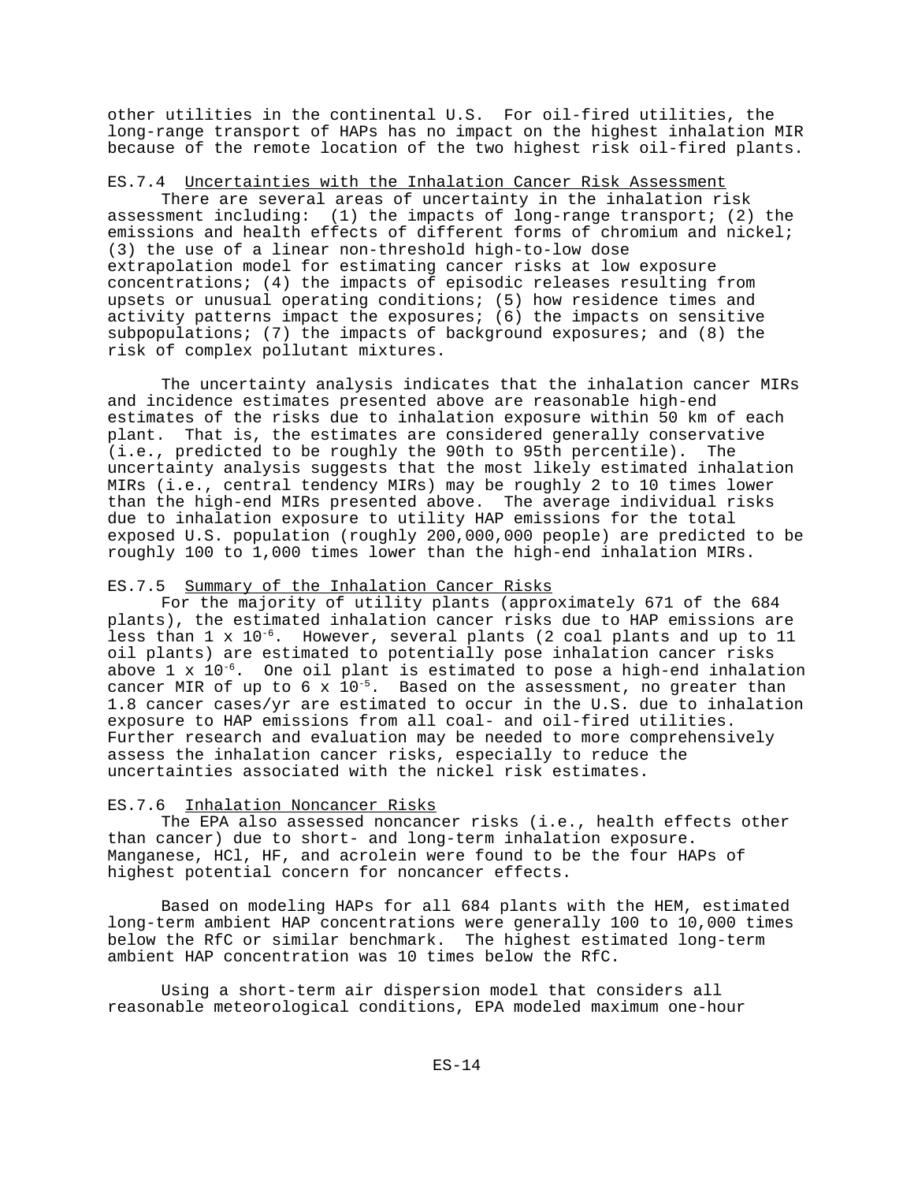other utilities in the continental U.S. For oil-fired utilities, the long-range transport of HAPs has no impact on the highest inhalation MIR because of the remote location of the two highest risk oil-fired plants.

### ES.7.4 Uncertainties with the Inhalation Cancer Risk Assessment

There are several areas of uncertainty in the inhalation risk assessment including: (1) the impacts of long-range transport; (2) the emissions and health effects of different forms of chromium and nickel; (3) the use of a linear non-threshold high-to-low dose extrapolation model for estimating cancer risks at low exposure concentrations; (4) the impacts of episodic releases resulting from upsets or unusual operating conditions; (5) how residence times and activity patterns impact the exposures; (6) the impacts on sensitive subpopulations; (7) the impacts of background exposures; and (8) the risk of complex pollutant mixtures.

The uncertainty analysis indicates that the inhalation cancer MIRs and incidence estimates presented above are reasonable high-end estimates of the risks due to inhalation exposure within 50 km of each plant. That is, the estimates are considered generally conservative (i.e., predicted to be roughly the 90th to 95th percentile). The uncertainty analysis suggests that the most likely estimated inhalation MIRs (i.e., central tendency MIRs) may be roughly 2 to 10 times lower than the high-end MIRs presented above. The average individual risks due to inhalation exposure to utility HAP emissions for the total exposed U.S. population (roughly 200,000,000 people) are predicted to be roughly 100 to 1,000 times lower than the high-end inhalation MIRs.

### ES.7.5 Summary of the Inhalation Cancer Risks

For the majority of utility plants (approximately 671 of the 684 plants), the estimated inhalation cancer risks due to HAP emissions are less than $1 \times 10^{-6}$. However, several plants (2 coal plants and up to 11 oil plants) are estimated to potentially pose inhalation cancer risks above $1 \times 10^{-6}$. One oil plant is estimated to pose a high-end inhalation cancer MIR of up to $6 \times 10^{-5}$. Based on the assessment, no greater than 1.8 cancer cases/yr are estimated to occur in the U.S. due to inhalation exposure to HAP emissions from all coal- and oil-fired utilities. Further research and evaluation may be needed to more comprehensively assess the inhalation cancer risks, especially to reduce the uncertainties associated with the nickel risk estimates.

### ES.7.6 Inhalation Noncancer Risks

The EPA also assessed noncancer risks (i.e., health effects other than cancer) due to short- and long-term inhalation exposure. Manganese, HCl, HF, and acrolein were found to be the four HAPs of highest potential concern for noncancer effects.

Based on modeling HAPs for all 684 plants with the HEM, estimated long-term ambient HAP concentrations were generally 100 to 10,000 times below the RfC or similar benchmark. The highest estimated long-term ambient HAP concentration was 10 times below the RfC.

Using a short-term air dispersion model that considers all reasonable meteorological conditions, EPA modeled maximum one-hour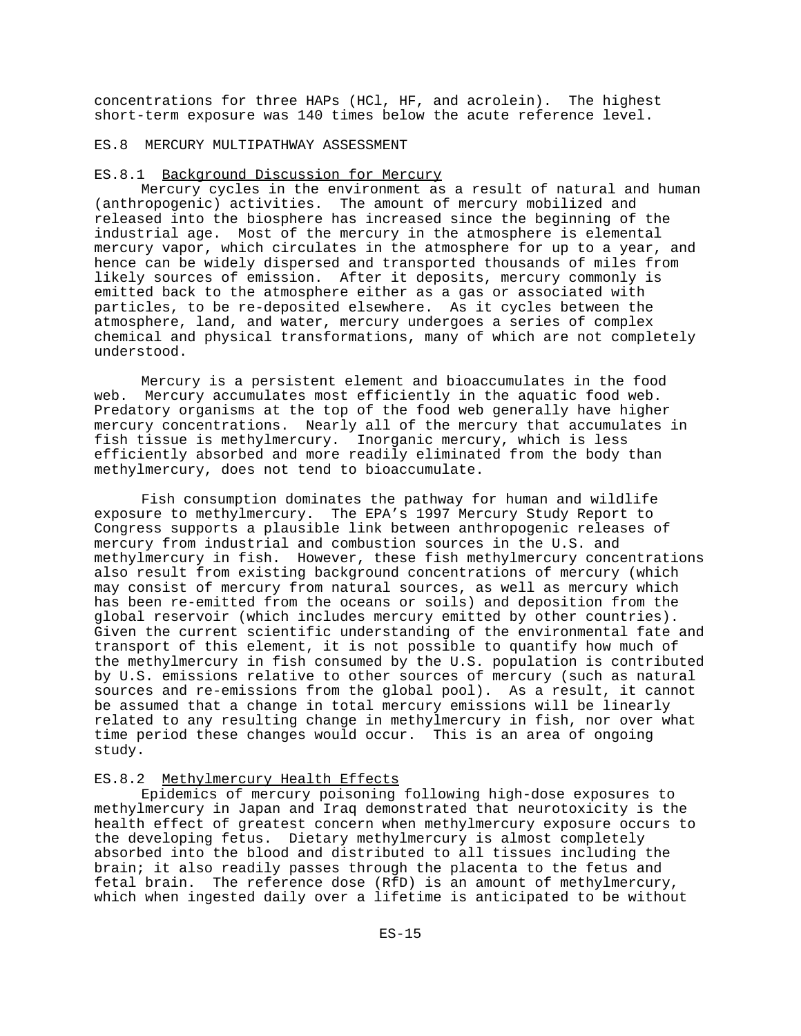concentrations for three HAPs (HCl, HF, and acrolein). The highest short-term exposure was 140 times below the acute reference level.

## ES.8 MERCURY MULTIPATHWAY ASSESSMENT

### ES.8.1 Background Discussion for Mercury

Mercury cycles in the environment as a result of natural and human (anthropogenic) activities. The amount of mercury mobilized and released into the biosphere has increased since the beginning of the industrial age. Most of the mercury in the atmosphere is elemental mercury vapor, which circulates in the atmosphere for up to a year, and hence can be widely dispersed and transported thousands of miles from likely sources of emission. After it deposits, mercury commonly is emitted back to the atmosphere either as a gas or associated with particles, to be re-deposited elsewhere. As it cycles between the atmosphere, land, and water, mercury undergoes a series of complex chemical and physical transformations, many of which are not completely understood.

Mercury is a persistent element and bioaccumulates in the food web. Mercury accumulates most efficiently in the aquatic food web. Predatory organisms at the top of the food web generally have higher mercury concentrations. Nearly all of the mercury that accumulates in fish tissue is methylmercury. Inorganic mercury, which is less efficiently absorbed and more readily eliminated from the body than methylmercury, does not tend to bioaccumulate.

Fish consumption dominates the pathway for human and wildlife exposure to methylmercury. The EPA's 1997 Mercury Study Report to Congress supports a plausible link between anthropogenic releases of mercury from industrial and combustion sources in the U.S. and methylmercury in fish. However, these fish methylmercury concentrations also result from existing background concentrations of mercury (which may consist of mercury from natural sources, as well as mercury which has been re-emitted from the oceans or soils) and deposition from the global reservoir (which includes mercury emitted by other countries). Given the current scientific understanding of the environmental fate and transport of this element, it is not possible to quantify how much of the methylmercury in fish consumed by the U.S. population is contributed by U.S. emissions relative to other sources of mercury (such as natural sources and re-emissions from the global pool). As a result, it cannot be assumed that a change in total mercury emissions will be linearly related to any resulting change in methylmercury in fish, nor over what time period these changes would occur. This is an area of ongoing study.

### ES.8.2 Methylmercury Health Effects

Epidemics of mercury poisoning following high-dose exposures to methylmercury in Japan and Iraq demonstrated that neurotoxicity is the health effect of greatest concern when methylmercury exposure occurs to the developing fetus. Dietary methylmercury is almost completely absorbed into the blood and distributed to all tissues including the brain; it also readily passes through the placenta to the fetus and fetal brain. The reference dose (RfD) is an amount of methylmercury, which when ingested daily over a lifetime is anticipated to be without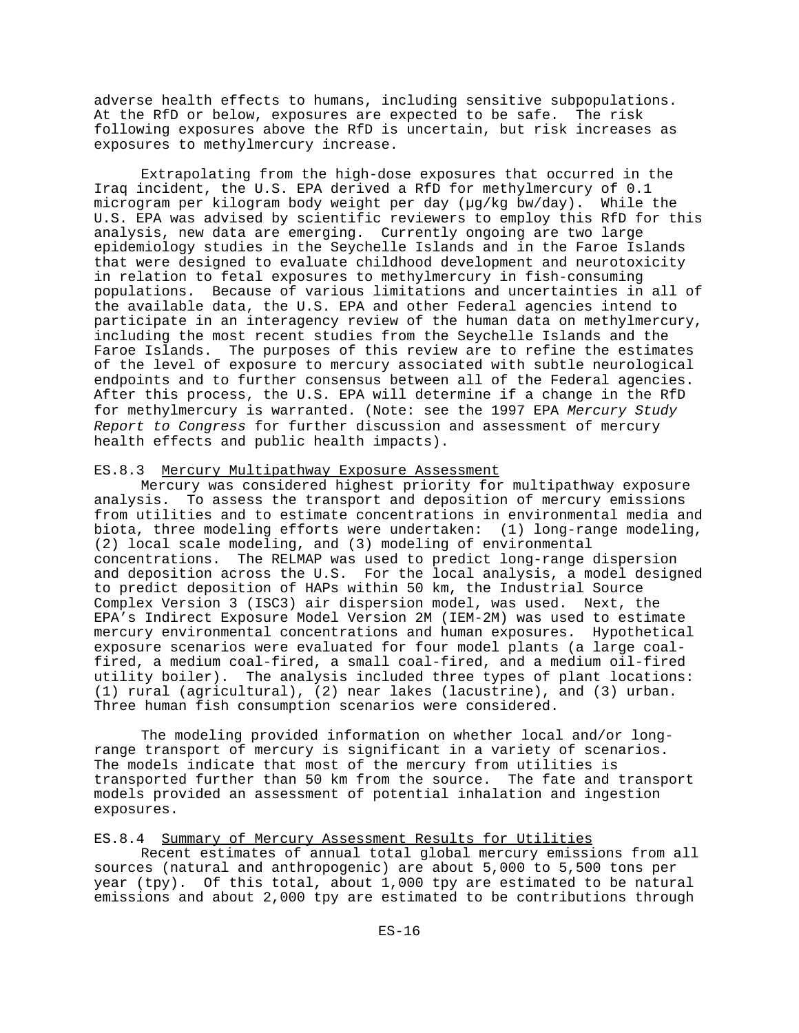adverse health effects to humans, including sensitive subpopulations. At the RfD or below, exposures are expected to be safe. The risk following exposures above the RfD is uncertain, but risk increases as exposures to methylmercury increase.

Extrapolating from the high-dose exposures that occurred in the Iraq incident, the U.S. EPA derived a RfD for methylmercury of 0.1 microgram per kilogram body weight per day (μg/kg bw/day). While the U.S. EPA was advised by scientific reviewers to employ this RfD for this analysis, new data are emerging. Currently ongoing are two large epidemiology studies in the Seychelle Islands and in the Faroe Islands that were designed to evaluate childhood development and neurotoxicity in relation to fetal exposures to methylmercury in fish-consuming populations. Because of various limitations and uncertainties in all of the available data, the U.S. EPA and other Federal agencies intend to participate in an interagency review of the human data on methylmercury, including the most recent studies from the Seychelle Islands and the Faroe Islands. The purposes of this review are to refine the estimates of the level of exposure to mercury associated with subtle neurological endpoints and to further consensus between all of the Federal agencies. After this process, the U.S. EPA will determine if a change in the RfD for methylmercury is warranted. (Note: see the 1997 EPA *Mercury Study Report to Congress* for further discussion and assessment of mercury health effects and public health impacts).

### ES.8.3 Mercury Multipathway Exposure Assessment

Mercury was considered highest priority for multipathway exposure analysis. To assess the transport and deposition of mercury emissions from utilities and to estimate concentrations in environmental media and biota, three modeling efforts were undertaken: (1) long-range modeling, (2) local scale modeling, and (3) modeling of environmental concentrations. The RELMAP was used to predict long-range dispersion and deposition across the U.S. For the local analysis, a model designed to predict deposition of HAPs within 50 km, the Industrial Source Complex Version 3 (ISC3) air dispersion model, was used. Next, the EPA's Indirect Exposure Model Version 2M (IEM-2M) was used to estimate mercury environmental concentrations and human exposures. Hypothetical exposure scenarios were evaluated for four model plants (a large coal-fired, a medium coal-fired, a small coal-fired, and a medium oil-fired utility boiler). The analysis included three types of plant locations: (1) rural (agricultural), (2) near lakes (lacustrine), and (3) urban. Three human fish consumption scenarios were considered.

The modeling provided information on whether local and/or long-range transport of mercury is significant in a variety of scenarios. The models indicate that most of the mercury from utilities is transported further than 50 km from the source. The fate and transport models provided an assessment of potential inhalation and ingestion exposures.

### ES.8.4 Summary of Mercury Assessment Results for Utilities

Recent estimates of annual total global mercury emissions from all sources (natural and anthropogenic) are about 5,000 to 5,500 tons per year (tpy). Of this total, about 1,000 tpy are estimated to be natural emissions and about 2,000 tpy are estimated to be contributions through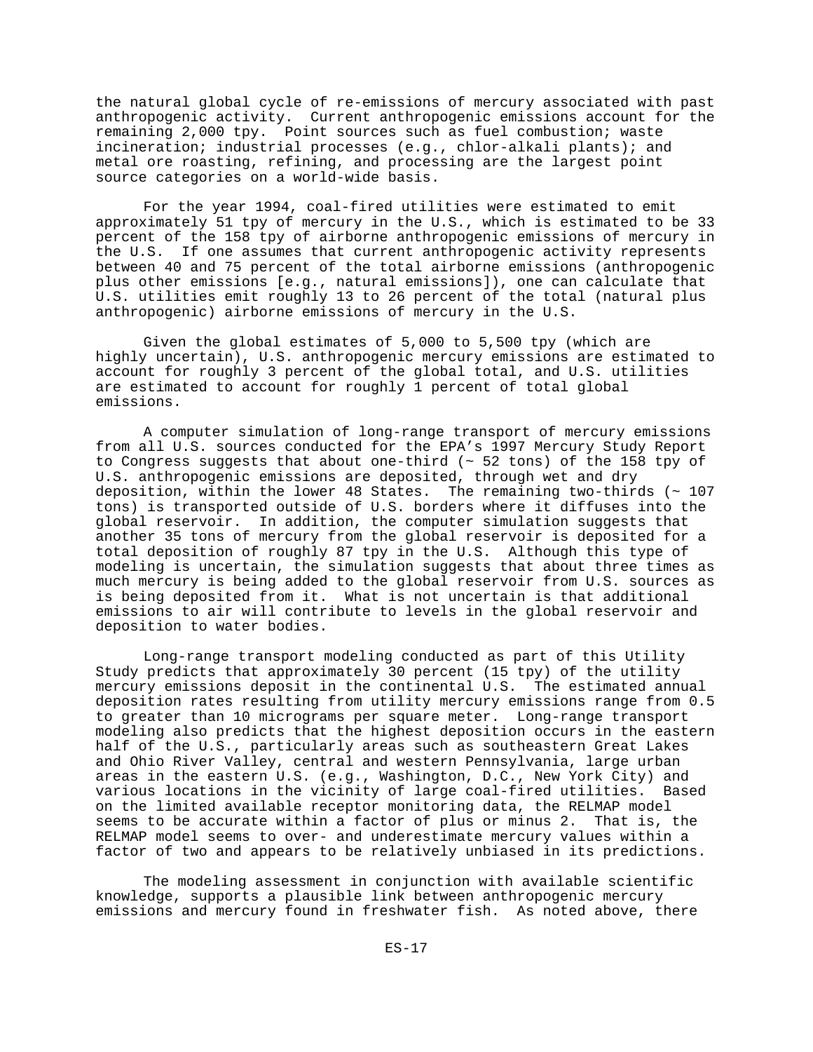the natural global cycle of re-emissions of mercury associated with past anthropogenic activity. Current anthropogenic emissions account for the remaining 2,000 tpy. Point sources such as fuel combustion; waste incineration; industrial processes (e.g., chlor-alkali plants); and metal ore roasting, refining, and processing are the largest point source categories on a world-wide basis.

For the year 1994, coal-fired utilities were estimated to emit approximately 51 tpy of mercury in the U.S., which is estimated to be 33 percent of the 158 tpy of airborne anthropogenic emissions of mercury in the U.S. If one assumes that current anthropogenic activity represents between 40 and 75 percent of the total airborne emissions (anthropogenic plus other emissions [e.g., natural emissions]), one can calculate that U.S. utilities emit roughly 13 to 26 percent of the total (natural plus anthropogenic) airborne emissions of mercury in the U.S.

Given the global estimates of 5,000 to 5,500 tpy (which are highly uncertain), U.S. anthropogenic mercury emissions are estimated to account for roughly 3 percent of the global total, and U.S. utilities are estimated to account for roughly 1 percent of total global emissions.

A computer simulation of long-range transport of mercury emissions from all U.S. sources conducted for the EPA's 1997 Mercury Study Report to Congress suggests that about one-third (~ 52 tons) of the 158 tpy of U.S. anthropogenic emissions are deposited, through wet and dry deposition, within the lower 48 States. The remaining two-thirds (~ 107 tons) is transported outside of U.S. borders where it diffuses into the global reservoir. In addition, the computer simulation suggests that another 35 tons of mercury from the global reservoir is deposited for a total deposition of roughly 87 tpy in the U.S. Although this type of modeling is uncertain, the simulation suggests that about three times as much mercury is being added to the global reservoir from U.S. sources as is being deposited from it. What is not uncertain is that additional emissions to air will contribute to levels in the global reservoir and deposition to water bodies.

Long-range transport modeling conducted as part of this Utility Study predicts that approximately 30 percent (15 tpy) of the utility mercury emissions deposit in the continental U.S. The estimated annual deposition rates resulting from utility mercury emissions range from 0.5 to greater than 10 micrograms per square meter. Long-range transport modeling also predicts that the highest deposition occurs in the eastern half of the U.S., particularly areas such as southeastern Great Lakes and Ohio River Valley, central and western Pennsylvania, large urban areas in the eastern U.S. (e.g., Washington, D.C., New York City) and various locations in the vicinity of large coal-fired utilities. Based on the limited available receptor monitoring data, the RELMAP model seems to be accurate within a factor of plus or minus 2. That is, the RELMAP model seems to over- and underestimate mercury values within a factor of two and appears to be relatively unbiased in its predictions.

The modeling assessment in conjunction with available scientific knowledge, supports a plausible link between anthropogenic mercury emissions and mercury found in freshwater fish. As noted above, there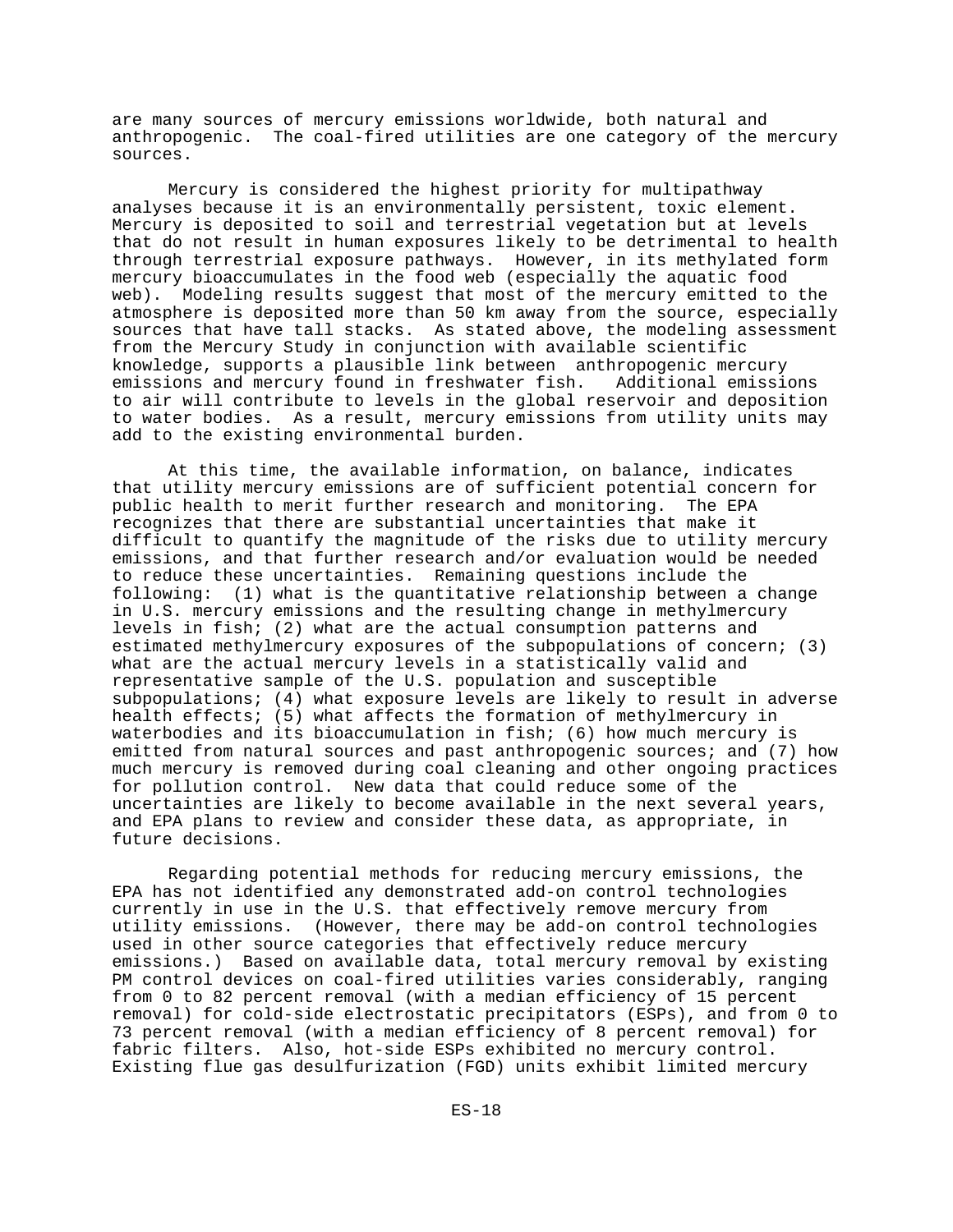are many sources of mercury emissions worldwide, both natural and anthropogenic. The coal-fired utilities are one category of the mercury sources.

Mercury is considered the highest priority for multipathway analyses because it is an environmentally persistent, toxic element. Mercury is deposited to soil and terrestrial vegetation but at levels that do not result in human exposures likely to be detrimental to health through terrestrial exposure pathways. However, in its methylated form mercury bioaccumulates in the food web (especially the aquatic food web). Modeling results suggest that most of the mercury emitted to the atmosphere is deposited more than 50 km away from the source, especially sources that have tall stacks. As stated above, the modeling assessment from the Mercury Study in conjunction with available scientific knowledge, supports a plausible link between anthropogenic mercury emissions and mercury found in freshwater fish. Additional emissions to air will contribute to levels in the global reservoir and deposition to water bodies. As a result, mercury emissions from utility units may add to the existing environmental burden.

At this time, the available information, on balance, indicates that utility mercury emissions are of sufficient potential concern for public health to merit further research and monitoring. The EPA recognizes that there are substantial uncertainties that make it difficult to quantify the magnitude of the risks due to utility mercury emissions, and that further research and/or evaluation would be needed to reduce these uncertainties. Remaining questions include the following: (1) what is the quantitative relationship between a change in U.S. mercury emissions and the resulting change in methylmercury levels in fish; (2) what are the actual consumption patterns and estimated methylmercury exposures of the subpopulations of concern; (3) what are the actual mercury levels in a statistically valid and representative sample of the U.S. population and susceptible subpopulations; (4) what exposure levels are likely to result in adverse health effects; (5) what affects the formation of methylmercury in waterbodies and its bioaccumulation in fish; (6) how much mercury is emitted from natural sources and past anthropogenic sources; and (7) how much mercury is removed during coal cleaning and other ongoing practices for pollution control. New data that could reduce some of the uncertainties are likely to become available in the next several years, and EPA plans to review and consider these data, as appropriate, in future decisions.

Regarding potential methods for reducing mercury emissions, the EPA has not identified any demonstrated add-on control technologies currently in use in the U.S. that effectively remove mercury from utility emissions. (However, there may be add-on control technologies used in other source categories that effectively reduce mercury emissions.) Based on available data, total mercury removal by existing PM control devices on coal-fired utilities varies considerably, ranging from 0 to 82 percent removal (with a median efficiency of 15 percent removal) for cold-side electrostatic precipitators (ESPs), and from 0 to 73 percent removal (with a median efficiency of 8 percent removal) for fabric filters. Also, hot-side ESPs exhibited no mercury control. Existing flue gas desulfurization (FGD) units exhibit limited mercury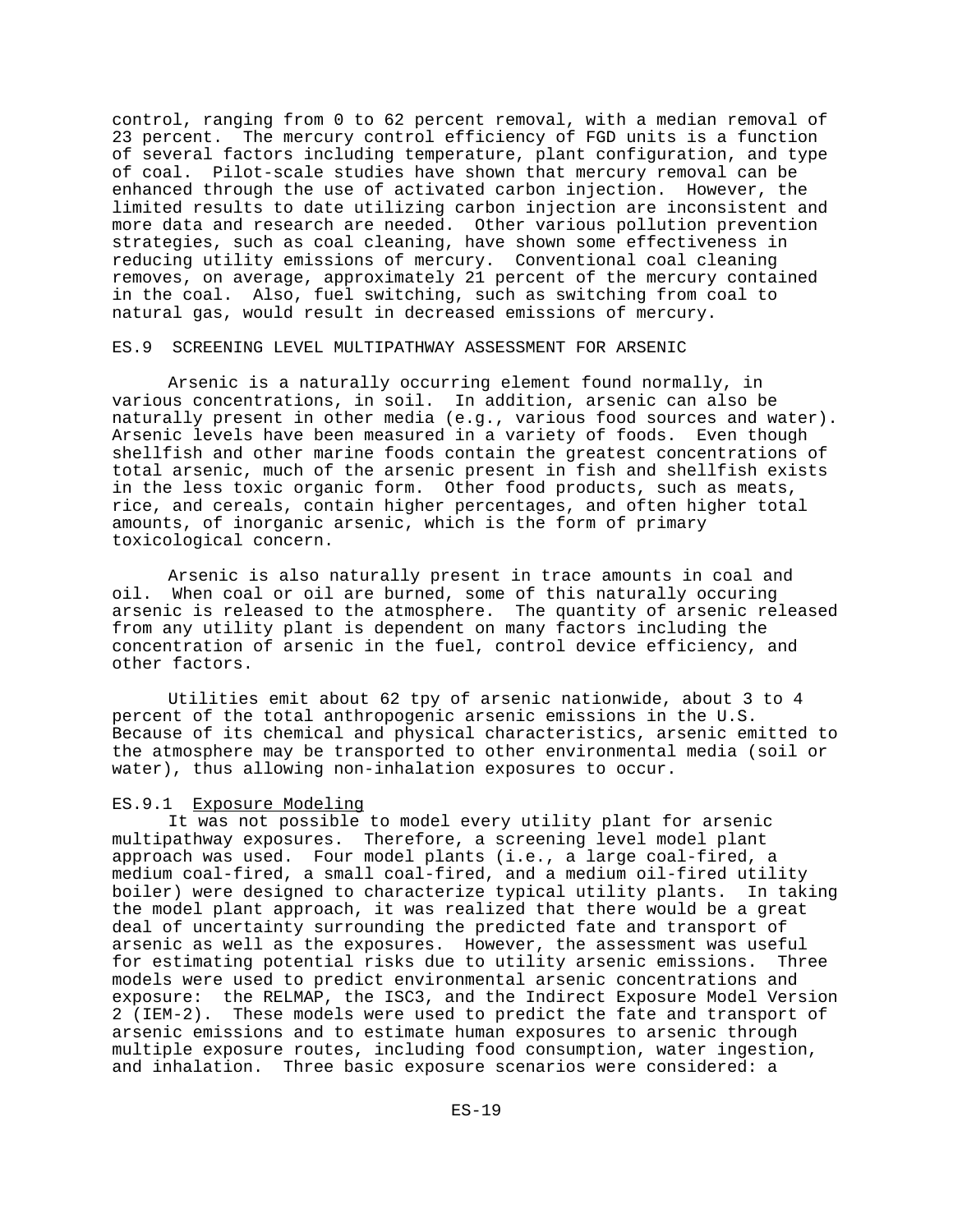control, ranging from 0 to 62 percent removal, with a median removal of 23 percent. The mercury control efficiency of FGD units is a function of several factors including temperature, plant configuration, and type of coal. Pilot-scale studies have shown that mercury removal can be enhanced through the use of activated carbon injection. However, the limited results to date utilizing carbon injection are inconsistent and more data and research are needed. Other various pollution prevention strategies, such as coal cleaning, have shown some effectiveness in reducing utility emissions of mercury. Conventional coal cleaning removes, on average, approximately 21 percent of the mercury contained in the coal. Also, fuel switching, such as switching from coal to natural gas, would result in decreased emissions of mercury.

## ES.9 SCREENING LEVEL MULTIPATHWAY ASSESSMENT FOR ARSENIC

Arsenic is a naturally occurring element found normally, in various concentrations, in soil. In addition, arsenic can also be naturally present in other media (e.g., various food sources and water). Arsenic levels have been measured in a variety of foods. Even though shellfish and other marine foods contain the greatest concentrations of total arsenic, much of the arsenic present in fish and shellfish exists in the less toxic organic form. Other food products, such as meats, rice, and cereals, contain higher percentages, and often higher total amounts, of inorganic arsenic, which is the form of primary toxicological concern.

Arsenic is also naturally present in trace amounts in coal and oil. When coal or oil are burned, some of this naturally occuring arsenic is released to the atmosphere. The quantity of arsenic released from any utility plant is dependent on many factors including the concentration of arsenic in the fuel, control device efficiency, and other factors.

Utilities emit about 62 tpy of arsenic nationwide, about 3 to 4 percent of the total anthropogenic arsenic emissions in the U.S. Because of its chemical and physical characteristics, arsenic emitted to the atmosphere may be transported to other environmental media (soil or water), thus allowing non-inhalation exposures to occur.

### ES.9.1 Exposure Modeling

It was not possible to model every utility plant for arsenic multipathway exposures. Therefore, a screening level model plant approach was used. Four model plants (i.e., a large coal-fired, a medium coal-fired, a small coal-fired, and a medium oil-fired utility boiler) were designed to characterize typical utility plants. In taking the model plant approach, it was realized that there would be a great deal of uncertainty surrounding the predicted fate and transport of arsenic as well as the exposures. However, the assessment was useful for estimating potential risks due to utility arsenic emissions. Three models were used to predict environmental arsenic concentrations and exposure: the RELMAP, the ISC3, and the Indirect Exposure Model Version 2 (IEM-2). These models were used to predict the fate and transport of arsenic emissions and to estimate human exposures to arsenic through multiple exposure routes, including food consumption, water ingestion, and inhalation. Three basic exposure scenarios were considered: a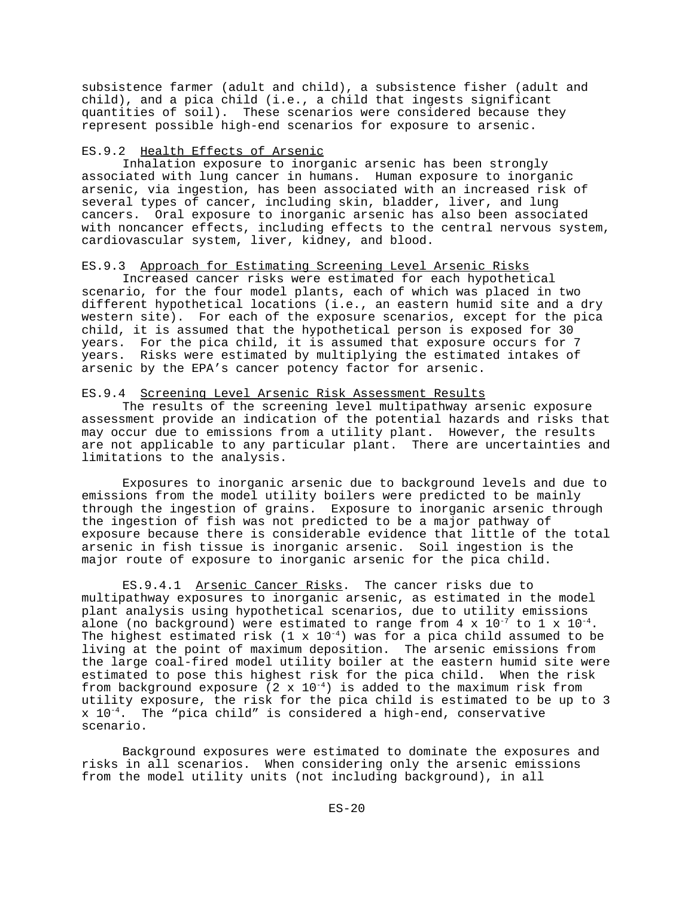subsistence farmer (adult and child), a subsistence fisher (adult and child), and a pica child (i.e., a child that ingests significant quantities of soil). These scenarios were considered because they represent possible high-end scenarios for exposure to arsenic.

### ES.9.2 Health Effects of Arsenic

Inhalation exposure to inorganic arsenic has been strongly associated with lung cancer in humans. Human exposure to inorganic arsenic, via ingestion, has been associated with an increased risk of several types of cancer, including skin, bladder, liver, and lung cancers. Oral exposure to inorganic arsenic has also been associated with noncancer effects, including effects to the central nervous system, cardiovascular system, liver, kidney, and blood.

### ES.9.3 Approach for Estimating Screening Level Arsenic Risks

Increased cancer risks were estimated for each hypothetical scenario, for the four model plants, each of which was placed in two different hypothetical locations (i.e., an eastern humid site and a dry western site). For each of the exposure scenarios, except for the pica child, it is assumed that the hypothetical person is exposed for 30 years. For the pica child, it is assumed that exposure occurs for 7 years. Risks were estimated by multiplying the estimated intakes of arsenic by the EPA's cancer potency factor for arsenic.

### ES.9.4 Screening Level Arsenic Risk Assessment Results

The results of the screening level multipathway arsenic exposure assessment provide an indication of the potential hazards and risks that may occur due to emissions from a utility plant. However, the results are not applicable to any particular plant. There are uncertainties and limitations to the analysis.

Exposures to inorganic arsenic due to background levels and due to emissions from the model utility boilers were predicted to be mainly through the ingestion of grains. Exposure to inorganic arsenic through the ingestion of fish was not predicted to be a major pathway of exposure because there is considerable evidence that little of the total arsenic in fish tissue is inorganic arsenic. Soil ingestion is the major route of exposure to inorganic arsenic for the pica child.

ES.9.4.1 Arsenic Cancer Risks. The cancer risks due to multipathway exposures to inorganic arsenic, as estimated in the model plant analysis using hypothetical scenarios, due to utility emissions alone (no background) were estimated to range from $4 \times 10^{-7}$ to $1 \times 10^{-4}$. The highest estimated risk ($1 \times 10^{-4}$) was for a pica child assumed to be living at the point of maximum deposition. The arsenic emissions from the large coal-fired model utility boiler at the eastern humid site were estimated to pose this highest risk for the pica child. When the risk from background exposure ($2 \times 10^{-4}$) is added to the maximum risk from utility exposure, the risk for the pica child is estimated to be up to $3 \times 10^{-4}$. The "pica child" is considered a high-end, conservative scenario.

Background exposures were estimated to dominate the exposures and risks in all scenarios. When considering only the arsenic emissions from the model utility units (not including background), in all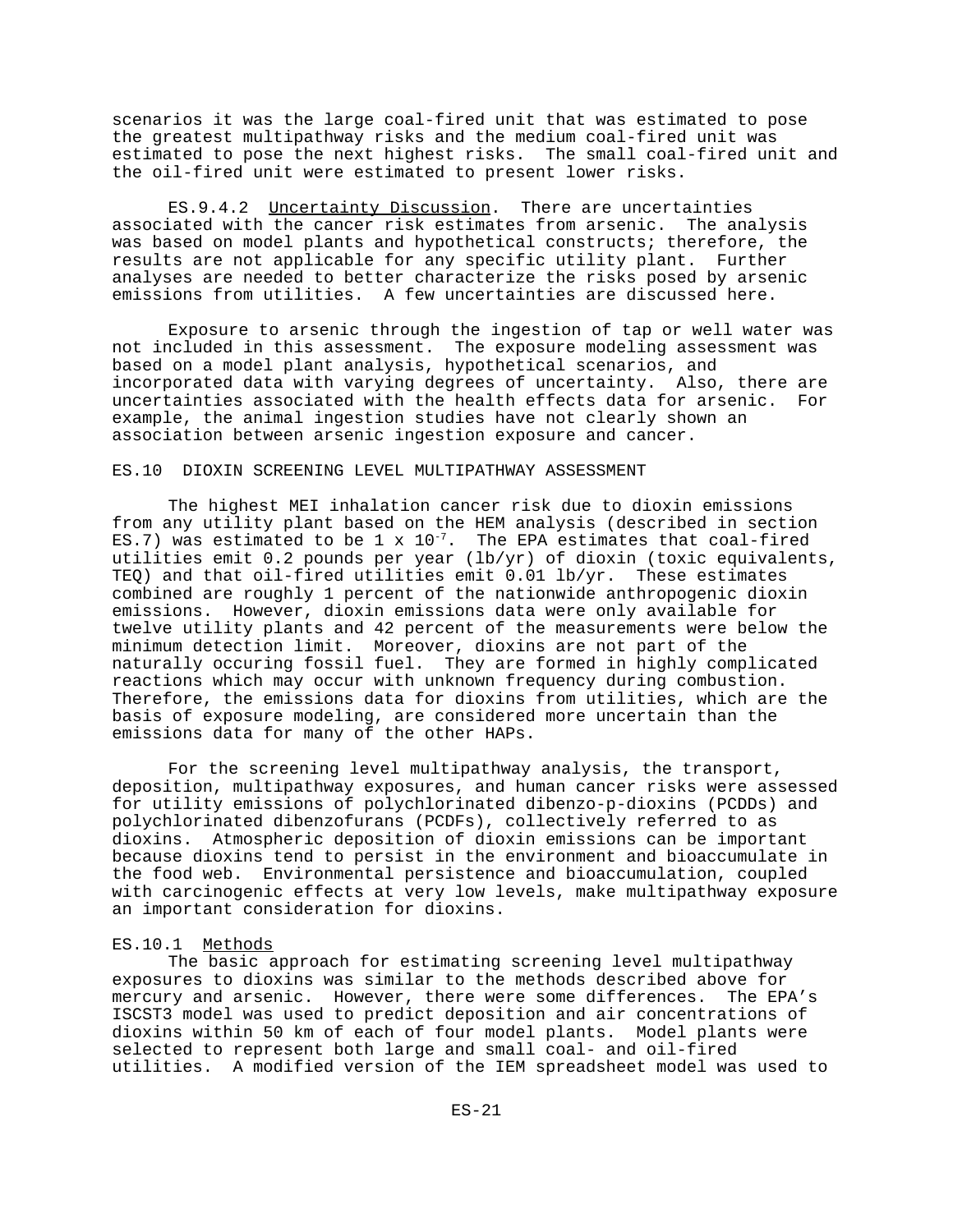scenarios it was the large coal-fired unit that was estimated to pose the greatest multipathway risks and the medium coal-fired unit was estimated to pose the next highest risks. The small coal-fired unit and the oil-fired unit were estimated to present lower risks.

ES.9.4.2 Uncertainty Discussion. There are uncertainties associated with the cancer risk estimates from arsenic. The analysis was based on model plants and hypothetical constructs; therefore, the results are not applicable for any specific utility plant. Further analyses are needed to better characterize the risks posed by arsenic emissions from utilities. A few uncertainties are discussed here.

Exposure to arsenic through the ingestion of tap or well water was not included in this assessment. The exposure modeling assessment was based on a model plant analysis, hypothetical scenarios, and incorporated data with varying degrees of uncertainty. Also, there are uncertainties associated with the health effects data for arsenic. For example, the animal ingestion studies have not clearly shown an association between arsenic ingestion exposure and cancer.

## ES.10 DIOXIN SCREENING LEVEL MULTIPATHWAY ASSESSMENT

The highest MEI inhalation cancer risk due to dioxin emissions from any utility plant based on the HEM analysis (described in section ES.7) was estimated to be $1 \times 10^{-7}$. The EPA estimates that coal-fired utilities emit 0.2 pounds per year (lb/yr) of dioxin (toxic equivalents, TEQ) and that oil-fired utilities emit 0.01 lb/yr. These estimates combined are roughly 1 percent of the nationwide anthropogenic dioxin emissions. However, dioxin emissions data were only available for twelve utility plants and 42 percent of the measurements were below the minimum detection limit. Moreover, dioxins are not part of the naturally occuring fossil fuel. They are formed in highly complicated reactions which may occur with unknown frequency during combustion. Therefore, the emissions data for dioxins from utilities, which are the basis of exposure modeling, are considered more uncertain than the emissions data for many of the other HAPs.

For the screening level multipathway analysis, the transport, deposition, multipathway exposures, and human cancer risks were assessed for utility emissions of polychlorinated dibenzo-p-dioxins (PCDDs) and polychlorinated dibenzofurans (PCDFs), collectively referred to as dioxins. Atmospheric deposition of dioxin emissions can be important because dioxins tend to persist in the environment and bioaccumulate in the food web. Environmental persistence and bioaccumulation, coupled with carcinogenic effects at very low levels, make multipathway exposure an important consideration for dioxins.

### ES.10.1 Methods

The basic approach for estimating screening level multipathway exposures to dioxins was similar to the methods described above for mercury and arsenic. However, there were some differences. The EPA's ISCST3 model was used to predict deposition and air concentrations of dioxins within 50 km of each of four model plants. Model plants were selected to represent both large and small coal- and oil-fired utilities. A modified version of the IEM spreadsheet model was used to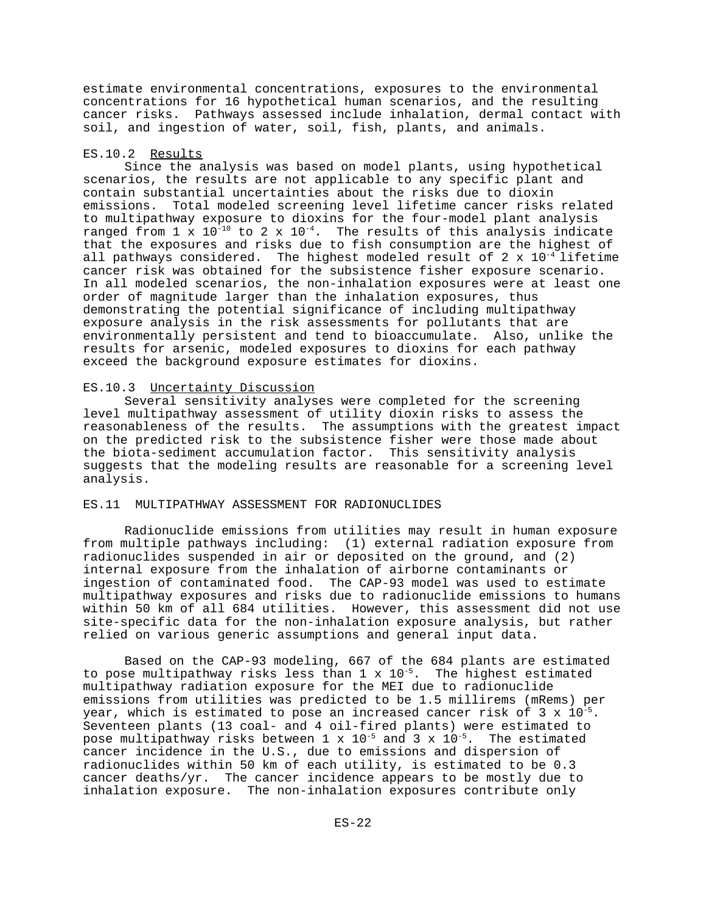estimate environmental concentrations, exposures to the environmental concentrations for 16 hypothetical human scenarios, and the resulting cancer risks. Pathways assessed include inhalation, dermal contact with soil, and ingestion of water, soil, fish, plants, and animals.

### ES.10.2 Results

Since the analysis was based on model plants, using hypothetical scenarios, the results are not applicable to any specific plant and contain substantial uncertainties about the risks due to dioxin emissions. Total modeled screening level lifetime cancer risks related to multipathway exposure to dioxins for the four-model plant analysis ranged from $1 \times 10^{-10}$ to $2 \times 10^{-4}$. The results of this analysis indicate that the exposures and risks due to fish consumption are the highest of all pathways considered. The highest modeled result of $2 \times 10^{-4}$ lifetime cancer risk was obtained for the subsistence fisher exposure scenario. In all modeled scenarios, the non-inhalation exposures were at least one order of magnitude larger than the inhalation exposures, thus demonstrating the potential significance of including multipathway exposure analysis in the risk assessments for pollutants that are environmentally persistent and tend to bioaccumulate. Also, unlike the results for arsenic, modeled exposures to dioxins for each pathway exceed the background exposure estimates for dioxins.

### ES.10.3 Uncertainty Discussion

Several sensitivity analyses were completed for the screening level multipathway assessment of utility dioxin risks to assess the reasonableness of the results. The assumptions with the greatest impact on the predicted risk to the subsistence fisher were those made about the biota-sediment accumulation factor. This sensitivity analysis suggests that the modeling results are reasonable for a screening level analysis.

## ES.11 MULTIPATHWAY ASSESSMENT FOR RADIONUCLIDES

Radionuclide emissions from utilities may result in human exposure from multiple pathways including: (1) external radiation exposure from radionuclides suspended in air or deposited on the ground, and (2) internal exposure from the inhalation of airborne contaminants or ingestion of contaminated food. The CAP-93 model was used to estimate multipathway exposures and risks due to radionuclide emissions to humans within 50 km of all 684 utilities. However, this assessment did not use site-specific data for the non-inhalation exposure analysis, but rather relied on various generic assumptions and general input data.

Based on the CAP-93 modeling, 667 of the 684 plants are estimated to pose multipathway risks less than $1 \times 10^{-5}$. The highest estimated multipathway radiation exposure for the MEI due to radionuclide emissions from utilities was predicted to be 1.5 millirems (mRems) per year, which is estimated to pose an increased cancer risk of $3 \times 10^{-5}$. Seventeen plants (13 coal- and 4 oil-fired plants) were estimated to pose multipathway risks between $1 \times 10^{-5}$ and $3 \times 10^{-5}$. The estimated cancer incidence in the U.S., due to emissions and dispersion of radionuclides within 50 km of each utility, is estimated to be 0.3 cancer deaths/yr. The cancer incidence appears to be mostly due to inhalation exposure. The non-inhalation exposures contribute only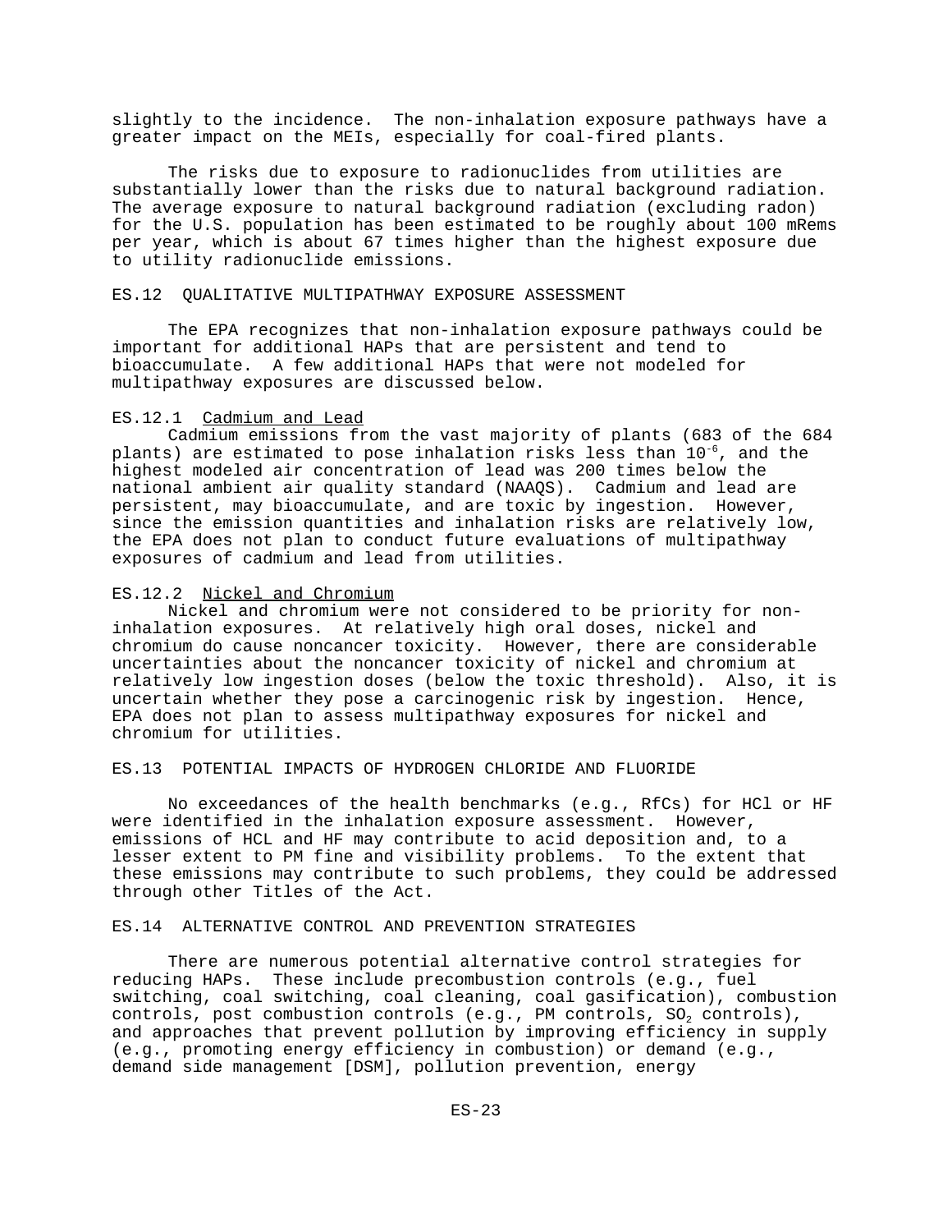slightly to the incidence. The non-inhalation exposure pathways have a greater impact on the MEIs, especially for coal-fired plants.

The risks due to exposure to radionuclides from utilities are substantially lower than the risks due to natural background radiation. The average exposure to natural background radiation (excluding radon) for the U.S. population has been estimated to be roughly about 100 mRems per year, which is about 67 times higher than the highest exposure due to utility radionuclide emissions.

## ES.12 QUALITATIVE MULTIPATHWAY EXPOSURE ASSESSMENT

The EPA recognizes that non-inhalation exposure pathways could be important for additional HAPs that are persistent and tend to bioaccumulate. A few additional HAPs that were not modeled for multipathway exposures are discussed below.

### ES.12.1 Cadmium and Lead

Cadmium emissions from the vast majority of plants (683 of the 684 plants) are estimated to pose inhalation risks less than $10^{-6}$, and the highest modeled air concentration of lead was 200 times below the national ambient air quality standard (NAAQS). Cadmium and lead are persistent, may bioaccumulate, and are toxic by ingestion. However, since the emission quantities and inhalation risks are relatively low, the EPA does not plan to conduct future evaluations of multipathway exposures of cadmium and lead from utilities.

### ES.12.2 Nickel and Chromium

Nickel and chromium were not considered to be priority for non-inhalation exposures. At relatively high oral doses, nickel and chromium do cause noncancer toxicity. However, there are considerable uncertainties about the noncancer toxicity of nickel and chromium at relatively low ingestion doses (below the toxic threshold). Also, it is uncertain whether they pose a carcinogenic risk by ingestion. Hence, EPA does not plan to assess multipathway exposures for nickel and chromium for utilities.

## ES.13 POTENTIAL IMPACTS OF HYDROGEN CHLORIDE AND FLUORIDE

No exceedances of the health benchmarks (e.g., RfCs) for HCl or HF were identified in the inhalation exposure assessment. However, emissions of HCL and HF may contribute to acid deposition and, to a lesser extent to PM fine and visibility problems. To the extent that these emissions may contribute to such problems, they could be addressed through other Titles of the Act.

## ES.14 ALTERNATIVE CONTROL AND PREVENTION STRATEGIES

There are numerous potential alternative control strategies for reducing HAPs. These include precombustion controls (e.g., fuel switching, coal switching, coal cleaning, coal gasification), combustion controls, post combustion controls (e.g., PM controls, $SO_2$ controls), and approaches that prevent pollution by improving efficiency in supply (e.g., promoting energy efficiency in combustion) or demand (e.g., demand side management [DSM], pollution prevention, energy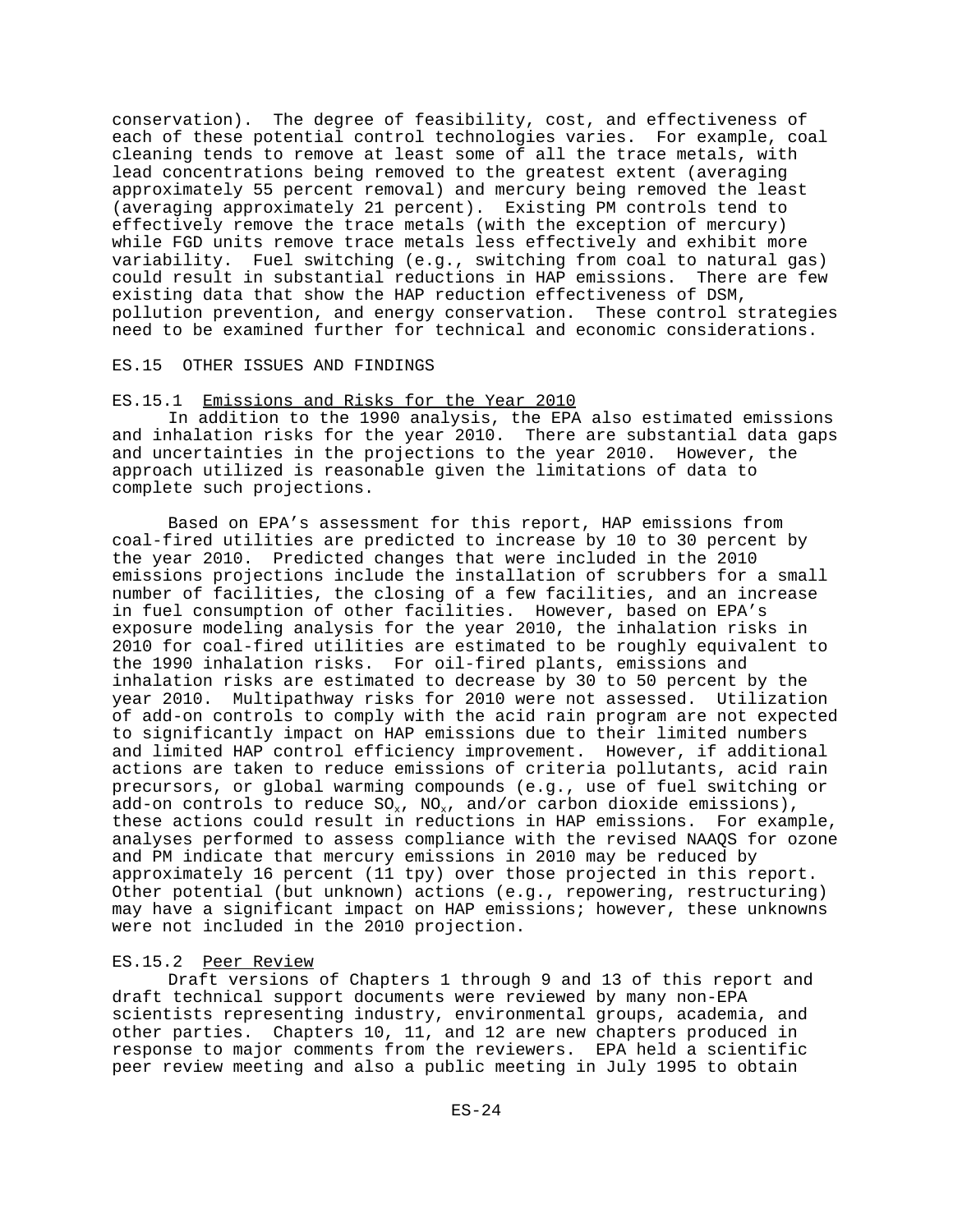conservation). The degree of feasibility, cost, and effectiveness of each of these potential control technologies varies. For example, coal cleaning tends to remove at least some of all the trace metals, with lead concentrations being removed to the greatest extent (averaging approximately 55 percent removal) and mercury being removed the least (averaging approximately 21 percent). Existing PM controls tend to effectively remove the trace metals (with the exception of mercury) while FGD units remove trace metals less effectively and exhibit more variability. Fuel switching (e.g., switching from coal to natural gas) could result in substantial reductions in HAP emissions. There are few existing data that show the HAP reduction effectiveness of DSM, pollution prevention, and energy conservation. These control strategies need to be examined further for technical and economic considerations.

## ES.15 OTHER ISSUES AND FINDINGS

### ES.15.1 Emissions and Risks for the Year 2010

In addition to the 1990 analysis, the EPA also estimated emissions and inhalation risks for the year 2010. There are substantial data gaps and uncertainties in the projections to the year 2010. However, the approach utilized is reasonable given the limitations of data to complete such projections.

Based on EPA's assessment for this report, HAP emissions from coal-fired utilities are predicted to increase by 10 to 30 percent by the year 2010. Predicted changes that were included in the 2010 emissions projections include the installation of scrubbers for a small number of facilities, the closing of a few facilities, and an increase in fuel consumption of other facilities. However, based on EPA's exposure modeling analysis for the year 2010, the inhalation risks in 2010 for coal-fired utilities are estimated to be roughly equivalent to the 1990 inhalation risks. For oil-fired plants, emissions and inhalation risks are estimated to decrease by 30 to 50 percent by the year 2010. Multipathway risks for 2010 were not assessed. Utilization of add-on controls to comply with the acid rain program are not expected to significantly impact on HAP emissions due to their limited numbers and limited HAP control efficiency improvement. However, if additional actions are taken to reduce emissions of criteria pollutants, acid rain precursors, or global warming compounds (e.g., use of fuel switching or add-on controls to reduce $SO_x$, $NO_x$, and/or carbon dioxide emissions), these actions could result in reductions in HAP emissions. For example, analyses performed to assess compliance with the revised NAAQS for ozone and PM indicate that mercury emissions in 2010 may be reduced by approximately 16 percent (11 tpy) over those projected in this report. Other potential (but unknown) actions (e.g., repowering, restructuring) may have a significant impact on HAP emissions; however, these unknowns were not included in the 2010 projection.

### ES.15.2 Peer Review

Draft versions of Chapters 1 through 9 and 13 of this report and draft technical support documents were reviewed by many non-EPA scientists representing industry, environmental groups, academia, and other parties. Chapters 10, 11, and 12 are new chapters produced in response to major comments from the reviewers. EPA held a scientific peer review meeting and also a public meeting in July 1995 to obtain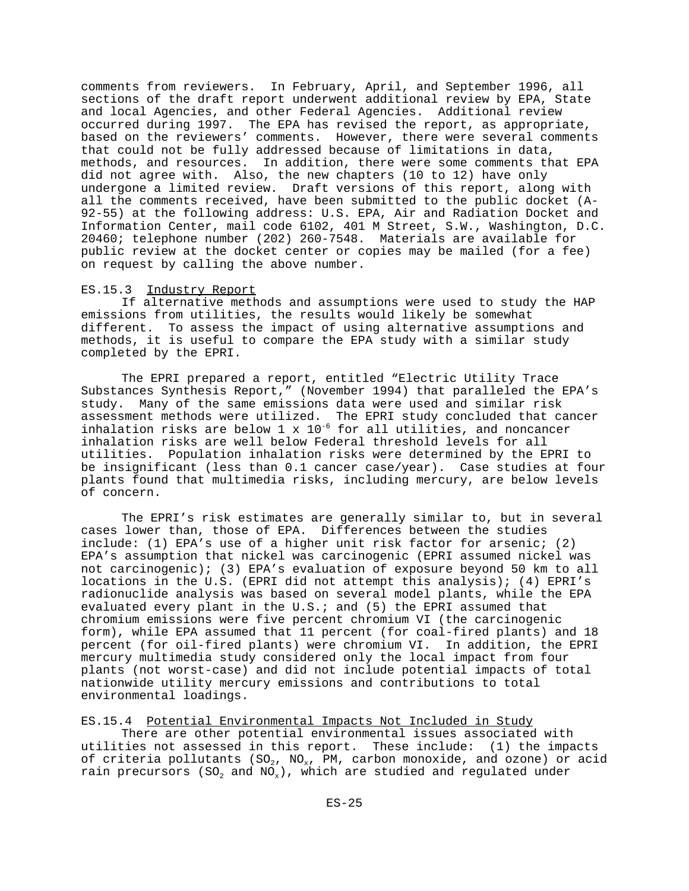comments from reviewers. In February, April, and September 1996, all sections of the draft report underwent additional review by EPA, State and local Agencies, and other Federal Agencies. Additional review occurred during 1997. The EPA has revised the report, as appropriate, based on the reviewers' comments. However, there were several comments that could not be fully addressed because of limitations in data, methods, and resources. In addition, there were some comments that EPA did not agree with. Also, the new chapters (10 to 12) have only undergone a limited review. Draft versions of this report, along with all the comments received, have been submitted to the public docket (A-92-55) at the following address: U.S. EPA, Air and Radiation Docket and Information Center, mail code 6102, 401 M Street, S.W., Washington, D.C. 20460; telephone number (202) 260-7548. Materials are available for public review at the docket center or copies may be mailed (for a fee) on request by calling the above number.

### ES.15.3 Industry Report

If alternative methods and assumptions were used to study the HAP emissions from utilities, the results would likely be somewhat different. To assess the impact of using alternative assumptions and methods, it is useful to compare the EPA study with a similar study completed by the EPRI.

The EPRI prepared a report, entitled "Electric Utility Trace Substances Synthesis Report," (November 1994) that paralleled the EPA's study. Many of the same emissions data were used and similar risk assessment methods were utilized. The EPRI study concluded that cancer inhalation risks are below $1 \times 10^{-6}$ for all utilities, and noncancer inhalation risks are well below Federal threshold levels for all utilities. Population inhalation risks were determined by the EPRI to be insignificant (less than 0.1 cancer case/year). Case studies at four plants found that multimedia risks, including mercury, are below levels of concern.

The EPRI's risk estimates are generally similar to, but in several cases lower than, those of EPA. Differences between the studies include: (1) EPA's use of a higher unit risk factor for arsenic; (2) EPA's assumption that nickel was carcinogenic (EPRI assumed nickel was not carcinogenic); (3) EPA's evaluation of exposure beyond 50 km to all locations in the U.S. (EPRI did not attempt this analysis); (4) EPRI's radionuclide analysis was based on several model plants, while the EPA evaluated every plant in the U.S.; and (5) the EPRI assumed that chromium emissions were five percent chromium VI (the carcinogenic form), while EPA assumed that 11 percent (for coal-fired plants) and 18 percent (for oil-fired plants) were chromium VI. In addition, the EPRI mercury multimedia study considered only the local impact from four plants (not worst-case) and did not include potential impacts of total nationwide utility mercury emissions and contributions to total environmental loadings.

### ES.15.4 Potential Environmental Impacts Not Included in Study

There are other potential environmental issues associated with utilities not assessed in this report. These include: (1) the impacts of criteria pollutants ($SO_2$, $NO_x$, PM, carbon monoxide, and ozone) or acid rain precursors ($SO_2$ and $NO_x$), which are studied and regulated under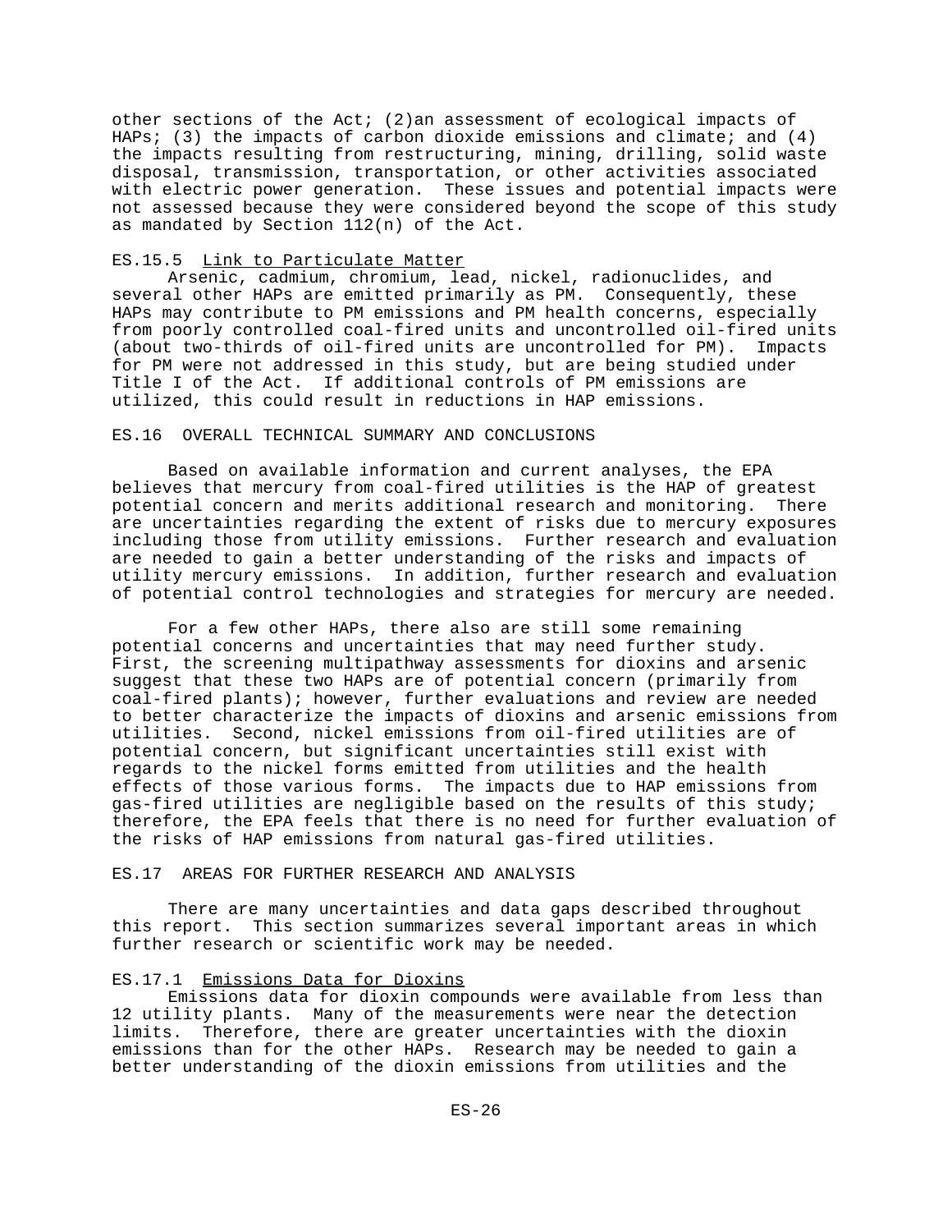other sections of the Act; (2)an assessment of ecological impacts of HAPs; (3) the impacts of carbon dioxide emissions and climate; and (4) the impacts resulting from restructuring, mining, drilling, solid waste disposal, transmission, transportation, or other activities associated with electric power generation. These issues and potential impacts were not assessed because they were considered beyond the scope of this study as mandated by Section 112(n) of the Act.

#### ES.15.5 Link to Particulate Matter

Arsenic, cadmium, chromium, lead, nickel, radionuclides, and several other HAPs are emitted primarily as PM. Consequently, these HAPs may contribute to PM emissions and PM health concerns, especially from poorly controlled coal-fired units and uncontrolled oil-fired units (about two-thirds of oil-fired units are uncontrolled for PM). Impacts for PM were not addressed in this study, but are being studied under Title I of the Act. If additional controls of PM emissions are utilized, this could result in reductions in HAP emissions.

## ES.16 OVERALL TECHNICAL SUMMARY AND CONCLUSIONS

Based on available information and current analyses, the EPA believes that mercury from coal-fired utilities is the HAP of greatest potential concern and merits additional research and monitoring. There are uncertainties regarding the extent of risks due to mercury exposures including those from utility emissions. Further research and evaluation are needed to gain a better understanding of the risks and impacts of utility mercury emissions. In addition, further research and evaluation of potential control technologies and strategies for mercury are needed.

For a few other HAPs, there also are still some remaining potential concerns and uncertainties that may need further study. First, the screening multipathway assessments for dioxins and arsenic suggest that these two HAPs are of potential concern (primarily from coal-fired plants); however, further evaluations and review are needed to better characterize the impacts of dioxins and arsenic emissions from utilities. Second, nickel emissions from oil-fired utilities are of potential concern, but significant uncertainties still exist with regards to the nickel forms emitted from utilities and the health effects of those various forms. The impacts due to HAP emissions from gas-fired utilities are negligible based on the results of this study; therefore, the EPA feels that there is no need for further evaluation of the risks of HAP emissions from natural gas-fired utilities.

## ES.17 AREAS FOR FURTHER RESEARCH AND ANALYSIS

There are many uncertainties and data gaps described throughout this report. This section summarizes several important areas in which further research or scientific work may be needed.

#### ES.17.1 Emissions Data for Dioxins

Emissions data for dioxin compounds were available from less than 12 utility plants. Many of the measurements were near the detection limits. Therefore, there are greater uncertainties with the dioxin emissions than for the other HAPs. Research may be needed to gain a better understanding of the dioxin emissions from utilities and the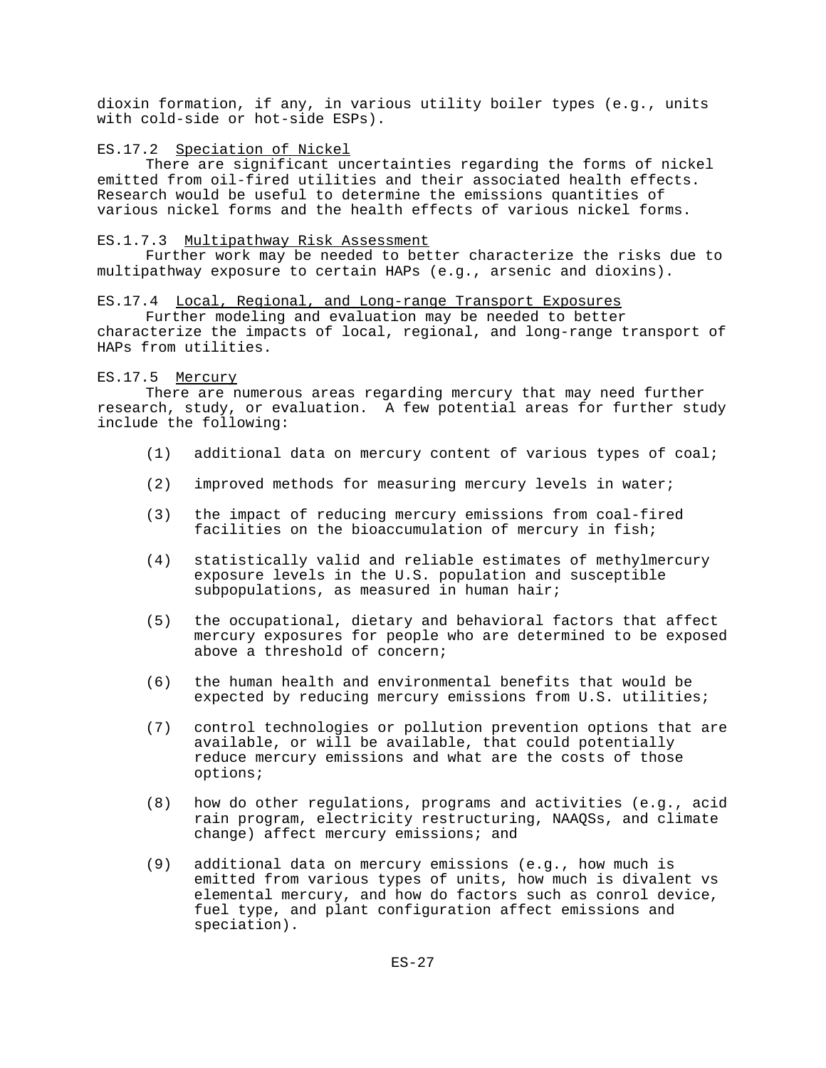dioxin formation, if any, in various utility boiler types (e.g., units with cold-side or hot-side ESPs).

### ES.17.2 Speciation of Nickel

There are significant uncertainties regarding the forms of nickel emitted from oil-fired utilities and their associated health effects. Research would be useful to determine the emissions quantities of various nickel forms and the health effects of various nickel forms.

### ES.1.7.3 Multipathway Risk Assessment

Further work may be needed to better characterize the risks due to multipathway exposure to certain HAPs (e.g., arsenic and dioxins).

### ES.17.4 Local, Regional, and Long-range Transport Exposures

Further modeling and evaluation may be needed to better characterize the impacts of local, regional, and long-range transport of HAPs from utilities.

### ES.17.5 Mercury

There are numerous areas regarding mercury that may need further research, study, or evaluation. A few potential areas for further study include the following:

(1) additional data on mercury content of various types of coal;

(2) improved methods for measuring mercury levels in water;

(3) the impact of reducing mercury emissions from coal-fired facilities on the bioaccumulation of mercury in fish;

(4) statistically valid and reliable estimates of methylmercury exposure levels in the U.S. population and susceptible subpopulations, as measured in human hair;

(5) the occupational, dietary and behavioral factors that affect mercury exposures for people who are determined to be exposed above a threshold of concern;

(6) the human health and environmental benefits that would be expected by reducing mercury emissions from U.S. utilities;

(7) control technologies or pollution prevention options that are available, or will be available, that could potentially reduce mercury emissions and what are the costs of those options;

(8) how do other regulations, programs and activities (e.g., acid rain program, electricity restructuring, NAAQSs, and climate change) affect mercury emissions; and

(9) additional data on mercury emissions (e.g., how much is emitted from various types of units, how much is divalent vs elemental mercury, and how do factors such as conrol device, fuel type, and plant configuration affect emissions and speciation).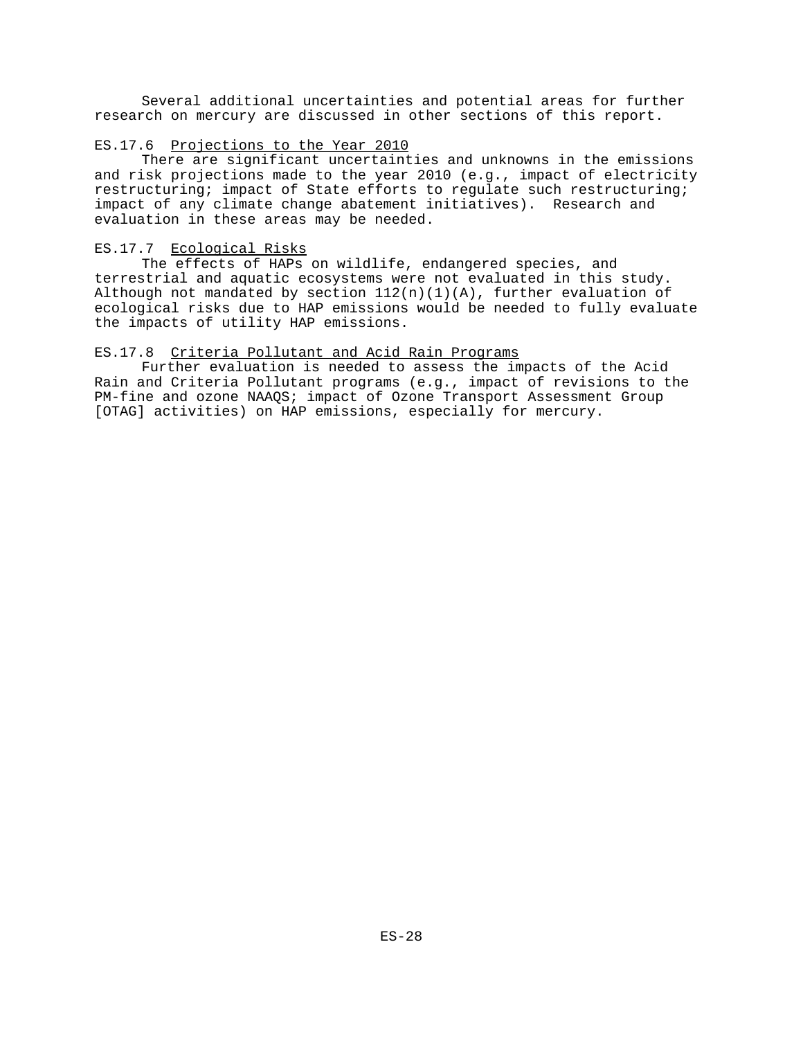Several additional uncertainties and potential areas for further research on mercury are discussed in other sections of this report.

### ES.17.6 Projections to the Year 2010

There are significant uncertainties and unknowns in the emissions and risk projections made to the year 2010 (e.g., impact of electricity restructuring; impact of State efforts to regulate such restructuring; impact of any climate change abatement initiatives). Research and evaluation in these areas may be needed.

### ES.17.7 Ecological Risks

The effects of HAPs on wildlife, endangered species, and terrestrial and aquatic ecosystems were not evaluated in this study. Although not mandated by section 112(n)(1)(A), further evaluation of ecological risks due to HAP emissions would be needed to fully evaluate the impacts of utility HAP emissions.

### ES.17.8 Criteria Pollutant and Acid Rain Programs

Further evaluation is needed to assess the impacts of the Acid Rain and Criteria Pollutant programs (e.g., impact of revisions to the PM-fine and ozone NAAQS; impact of Ozone Transport Assessment Group [OTAG] activities) on HAP emissions, especially for mercury.